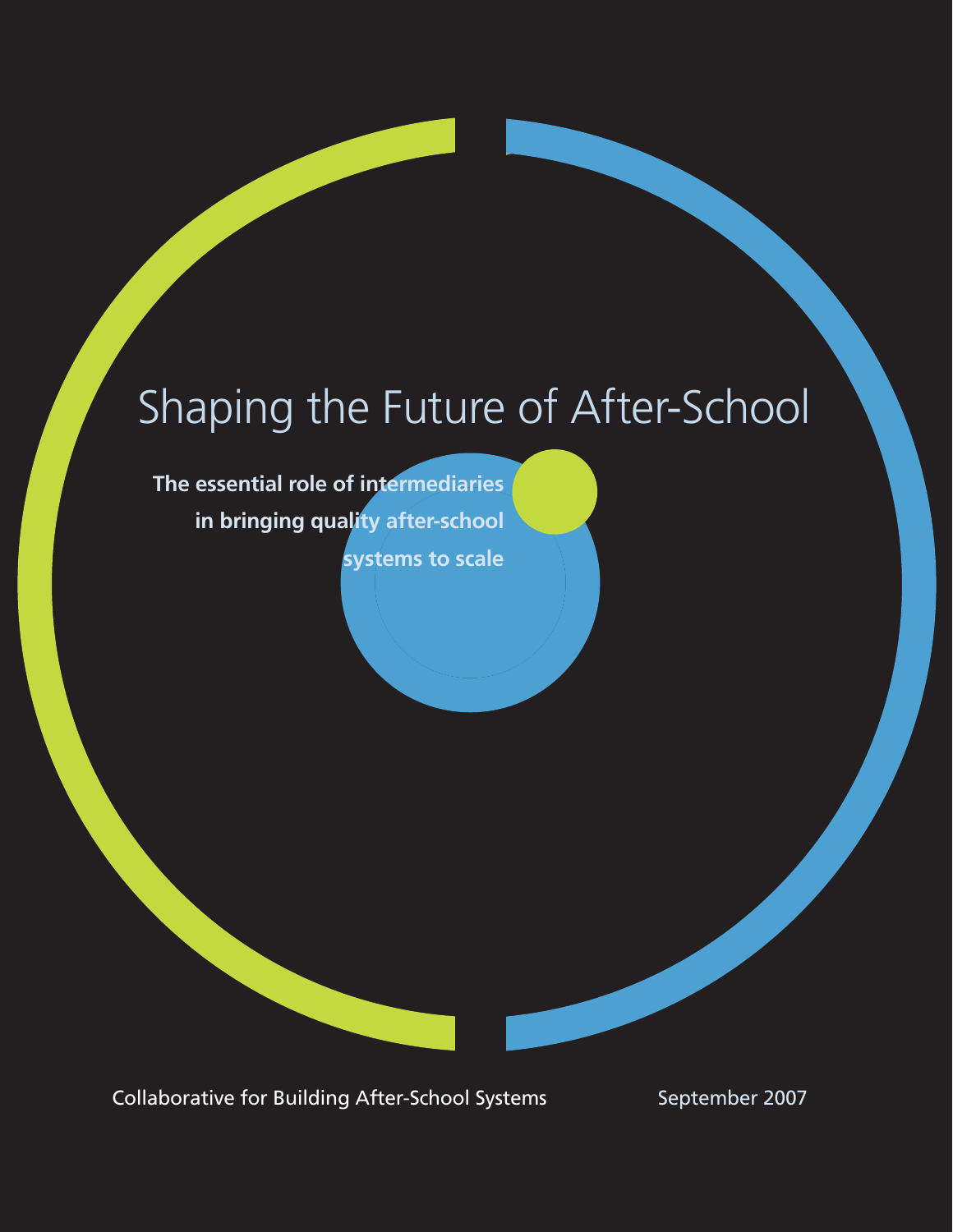# Shaping the Future of After-School

**The essential role of intermediaries in bringing quality after-school systems to scale**

Collaborative for Building After-School Systems

September 2007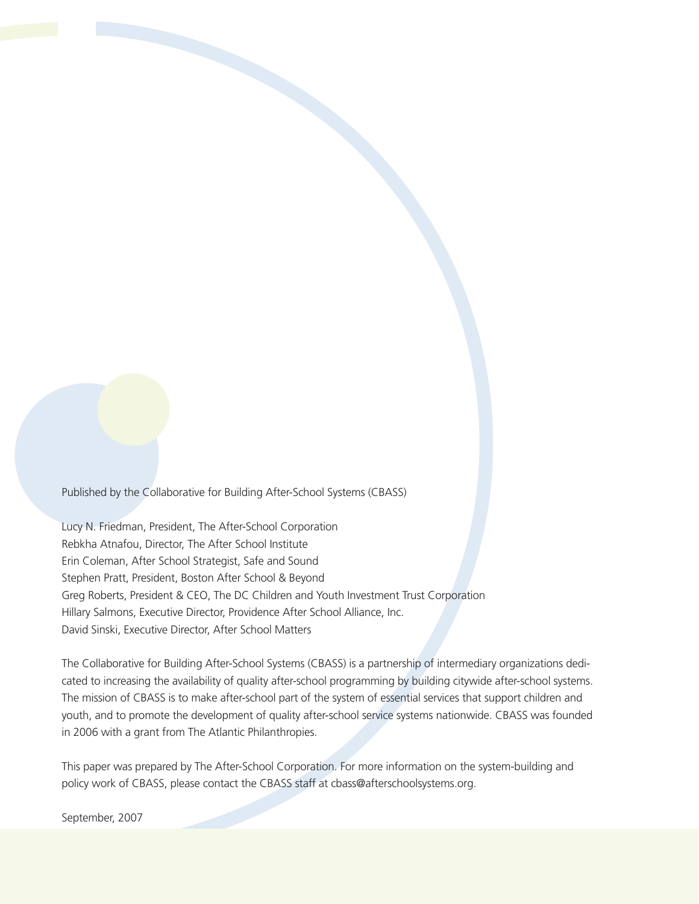Published by the Collaborative for Building After-School Systems (CBASS)

Lucy N. Friedman, President, The After-School Corporation
Rebkha Atnafou, Director, The After School Institute
Erin Coleman, After School Strategist, Safe and Sound
Stephen Pratt, President, Boston After School & Beyond
Greg Roberts, President & CEO, The DC Children and Youth Investment Trust Corporation
Hillary Salmons, Executive Director, Providence After School Alliance, Inc.
David Sinski, Executive Director, After School Matters

The Collaborative for Building After-School Systems (CBASS) is a partnership of intermediary organizations dedicated to increasing the availability of quality after-school programming by building citywide after-school systems. The mission of CBASS is to make after-school part of the system of essential services that support children and youth, and to promote the development of quality after-school service systems nationwide. CBASS was founded in 2006 with a grant from The Atlantic Philanthropies.

This paper was prepared by The After-School Corporation. For more information on the system-building and policy work of CBASS, please contact the CBASS staff at cbass@afterschoolsystems.org.

September, 2007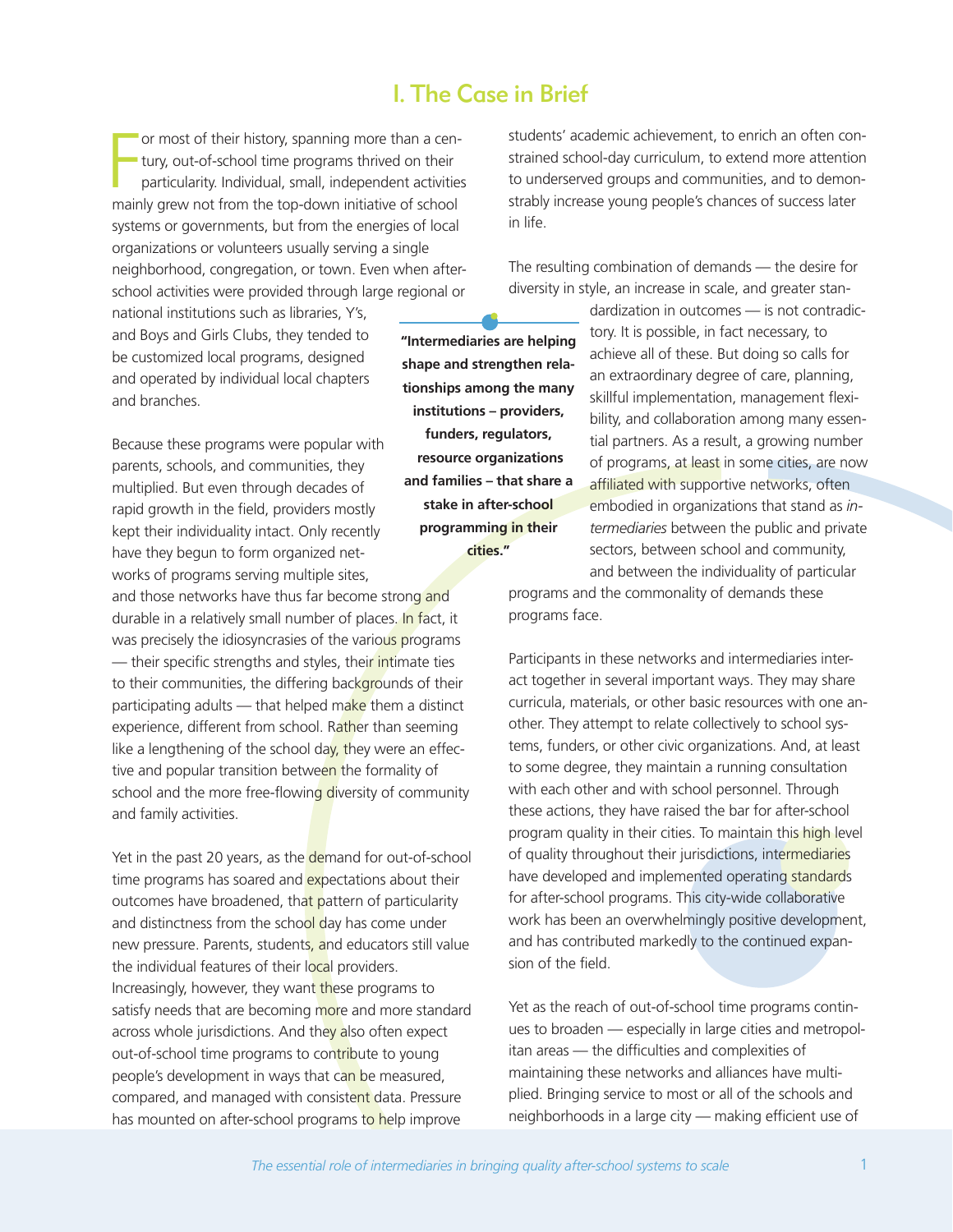# I. The Case in Brief

For most of their history, spanning more than a century, out-of-school time programs thrived on their particularity. Individual, small, independent activities mainly grew not from the top-down initiative of school systems or governments, but from the energies of local organizations or volunteers usually serving a single neighborhood, congregation, or town. Even when after-school activities were provided through large regional or national institutions such as libraries, Y's, and Boys and Girls Clubs, they tended to be customized local programs, designed and operated by individual local chapters and branches.

Because these programs were popular with parents, schools, and communities, they multiplied. But even through decades of rapid growth in the field, providers mostly kept their individuality intact. Only recently have they begun to form organized networks of programs serving multiple sites, and those networks have thus far become strong and durable in a relatively small number of places. In fact, it was precisely the idiosyncrasies of the various programs — their specific strengths and styles, their intimate ties to their communities, the differing backgrounds of their participating adults — that helped make them a distinct experience, different from school. Rather than seeming like a lengthening of the school day, they were an effective and popular transition between the formality of school and the more free-flowing diversity of community and family activities.

Yet in the past 20 years, as the demand for out-of-school time programs has soared and expectations about their outcomes have broadened, that pattern of particularity and distinctness from the school day has come under new pressure. Parents, students, and educators still value the individual features of their local providers. Increasingly, however, they want these programs to satisfy needs that are becoming more and more standard across whole jurisdictions. And they also often expect out-of-school time programs to contribute to young people's development in ways that can be measured, compared, and managed with consistent data. Pressure has mounted on after-school programs to help improve students' academic achievement, to enrich an often constrained school-day curriculum, to extend more attention to underserved groups and communities, and to demonstrably increase young people's chances of success later in life.

**"Intermediaries are helping shape and strengthen relationships among the many institutions – providers, funders, regulators, resource organizations and families – that share a stake in after-school programming in their cities."**

The resulting combination of demands — the desire for diversity in style, an increase in scale, and greater standardization in outcomes — is not contradictory. It is possible, in fact necessary, to achieve all of these. But doing so calls for an extraordinary degree of care, planning, skillful implementation, management flexibility, and collaboration among many essential partners. As a result, a growing number of programs, at least in some cities, are now affiliated with supportive networks, often embodied in organizations that stand as *intermediaries* between the public and private sectors, between school and community, and between the individuality of particular programs and the commonality of demands these programs face.

Participants in these networks and intermediaries interact together in several important ways. They may share curricula, materials, or other basic resources with one another. They attempt to relate collectively to school systems, funders, or other civic organizations. And, at least to some degree, they maintain a running consultation with each other and with school personnel. Through these actions, they have raised the bar for after-school program quality in their cities. To maintain this high level of quality throughout their jurisdictions, intermediaries have developed and implemented operating standards for after-school programs. This city-wide collaborative work has been an overwhelmingly positive development, and has contributed markedly to the continued expansion of the field.

Yet as the reach of out-of-school time programs continues to broaden — especially in large cities and metropolitan areas — the difficulties and complexities of maintaining these networks and alliances have multiplied. Bringing service to most or all of the schools and neighborhoods in a large city — making efficient use of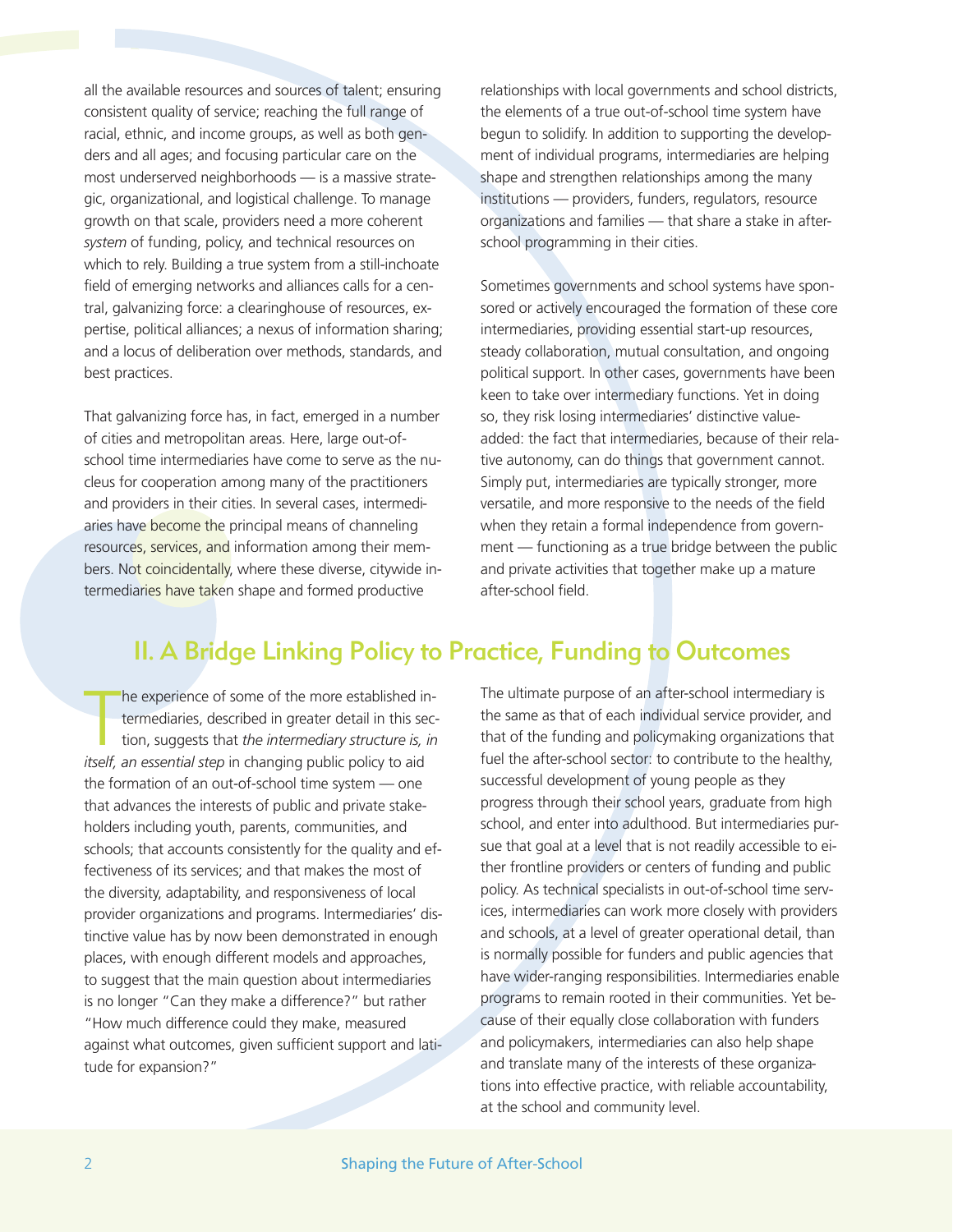all the available resources and sources of talent; ensuring consistent quality of service; reaching the full range of racial, ethnic, and income groups, as well as both genders and all ages; and focusing particular care on the most underserved neighborhoods — is a massive strategic, organizational, and logistical challenge. To manage growth on that scale, providers need a more coherent *system* of funding, policy, and technical resources on which to rely. Building a true system from a still-inchoate field of emerging networks and alliances calls for a central, galvanizing force: a clearinghouse of resources, expertise, political alliances; a nexus of information sharing; and a locus of deliberation over methods, standards, and best practices.

That galvanizing force has, in fact, emerged in a number of cities and metropolitan areas. Here, large out-of-school time intermediaries have come to serve as the nucleus for cooperation among many of the practitioners and providers in their cities. In several cases, intermediaries have become the principal means of channeling resources, services, and information among their members. Not coincidentally, where these diverse, citywide intermediaries have taken shape and formed productive relationships with local governments and school districts, the elements of a true out-of-school time system have begun to solidify. In addition to supporting the development of individual programs, intermediaries are helping shape and strengthen relationships among the many institutions — providers, funders, regulators, resource organizations and families — that share a stake in after-school programming in their cities.

Sometimes governments and school systems have sponsored or actively encouraged the formation of these core intermediaries, providing essential start-up resources, steady collaboration, mutual consultation, and ongoing political support. In other cases, governments have been keen to take over intermediary functions. Yet in doing so, they risk losing intermediaries' distinctive value-added: the fact that intermediaries, because of their relative autonomy, can do things that government cannot. Simply put, intermediaries are typically stronger, more versatile, and more responsive to the needs of the field when they retain a formal independence from government — functioning as a true bridge between the public and private activities that together make up a mature after-school field.

## II. A Bridge Linking Policy to Practice, Funding to Outcomes

The experience of some of the more established intermediaries, described in greater detail in this section, suggests that *the intermediary structure is, in itself, an essential step* in changing public policy to aid the formation of an out-of-school time system — one that advances the interests of public and private stakeholders including youth, parents, communities, and schools; that accounts consistently for the quality and effectiveness of its services; and that makes the most of the diversity, adaptability, and responsiveness of local provider organizations and programs. Intermediaries' distinctive value has by now been demonstrated in enough places, with enough different models and approaches, to suggest that the main question about intermediaries is no longer "Can they make a difference?" but rather "How much difference could they make, measured against what outcomes, given sufficient support and latitude for expansion?"

The ultimate purpose of an after-school intermediary is the same as that of each individual service provider, and that of the funding and policymaking organizations that fuel the after-school sector: to contribute to the healthy, successful development of young people as they progress through their school years, graduate from high school, and enter into adulthood. But intermediaries pursue that goal at a level that is not readily accessible to either frontline providers or centers of funding and public policy. As technical specialists in out-of-school time services, intermediaries can work more closely with providers and schools, at a level of greater operational detail, than is normally possible for funders and public agencies that have wider-ranging responsibilities. Intermediaries enable programs to remain rooted in their communities. Yet because of their equally close collaboration with funders and policymakers, intermediaries can also help shape and translate many of the interests of these organizations into effective practice, with reliable accountability, at the school and community level.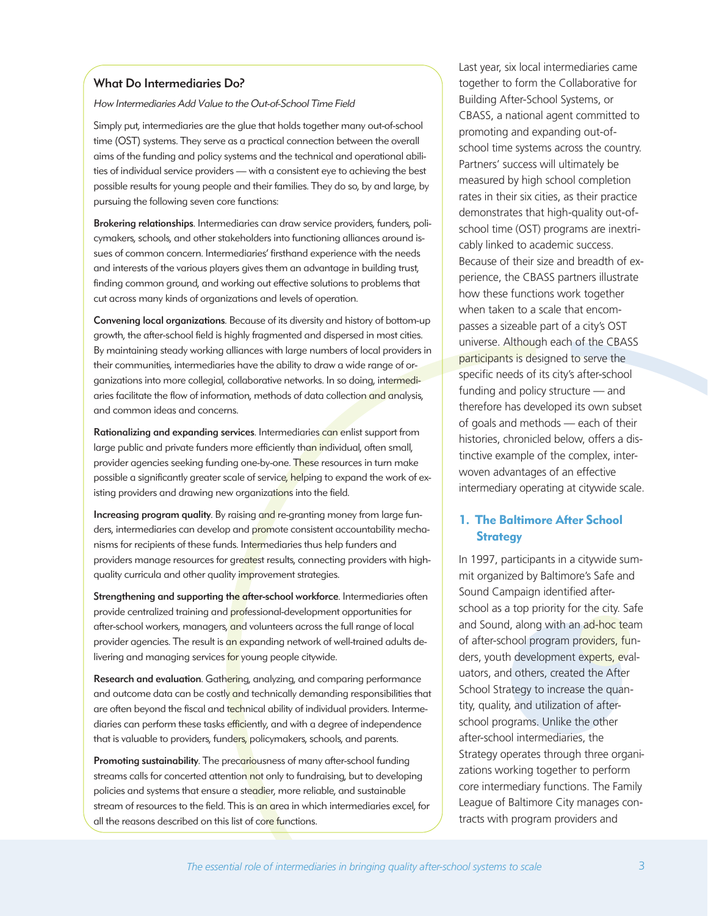## What Do Intermediaries Do?

*How Intermediaries Add Value to the Out-of-School Time Field*

Simply put, intermediaries are the glue that holds together many out-of-school time (OST) systems. They serve as a practical connection between the overall aims of the funding and policy systems and the technical and operational abilities of individual service providers — with a consistent eye to achieving the best possible results for young people and their families. They do so, by and large, by pursuing the following seven core functions:

**Brokering relationships**. Intermediaries can draw service providers, funders, policymakers, schools, and other stakeholders into functioning alliances around issues of common concern. Intermediaries' firsthand experience with the needs and interests of the various players gives them an advantage in building trust, finding common ground, and working out effective solutions to problems that cut across many kinds of organizations and levels of operation.

**Convening local organizations**. Because of its diversity and history of bottom-up growth, the after-school field is highly fragmented and dispersed in most cities. By maintaining steady working alliances with large numbers of local providers in their communities, intermediaries have the ability to draw a wide range of organizations into more collegial, collaborative networks. In so doing, intermediaries facilitate the flow of information, methods of data collection and analysis, and common ideas and concerns.

**Rationalizing and expanding services**. Intermediaries can enlist support from large public and private funders more efficiently than individual, often small, provider agencies seeking funding one-by-one. These resources in turn make possible a significantly greater scale of service, helping to expand the work of existing providers and drawing new organizations into the field.

**Increasing program quality**. By raising and re-granting money from large funders, intermediaries can develop and promote consistent accountability mechanisms for recipients of these funds. Intermediaries thus help funders and providers manage resources for greatest results, connecting providers with high-quality curricula and other quality improvement strategies.

**Strengthening and supporting the after-school workforce**. Intermediaries often provide centralized training and professional-development opportunities for after-school workers, managers, and volunteers across the full range of local provider agencies. The result is an expanding network of well-trained adults delivering and managing services for young people citywide.

**Research and evaluation**. Gathering, analyzing, and comparing performance and outcome data can be costly and technically demanding responsibilities that are often beyond the fiscal and technical ability of individual providers. Intermediaries can perform these tasks efficiently, and with a degree of independence that is valuable to providers, funders, policymakers, schools, and parents.

**Promoting sustainability**. The precariousness of many after-school funding streams calls for concerted attention not only to fundraising, but to developing policies and systems that ensure a steadier, more reliable, and sustainable stream of resources to the field. This is an area in which intermediaries excel, for all the reasons described on this list of core functions.

Last year, six local intermediaries came together to form the Collaborative for Building After-School Systems, or CBASS, a national agent committed to promoting and expanding out-of-school time systems across the country. Partners' success will ultimately be measured by high school completion rates in their six cities, as their practice demonstrates that high-quality out-of-school time (OST) programs are inextricably linked to academic success. Because of their size and breadth of experience, the CBASS partners illustrate how these functions work together when taken to a scale that encompasses a sizeable part of a city's OST universe. Although each of the CBASS participants is designed to serve the specific needs of its city's after-school funding and policy structure — and therefore has developed its own subset of goals and methods — each of their histories, chronicled below, offers a distinctive example of the complex, interwoven advantages of an effective intermediary operating at citywide scale.

## 1. The Baltimore After School Strategy

In 1997, participants in a citywide summit organized by Baltimore's Safe and Sound Campaign identified after-school as a top priority for the city. Safe and Sound, along with an ad-hoc team of after-school program providers, funders, youth development experts, evaluators, and others, created the After School Strategy to increase the quantity, quality, and utilization of after-school programs. Unlike the other after-school intermediaries, the Strategy operates through three organizations working together to perform core intermediary functions. The Family League of Baltimore City manages contracts with program providers and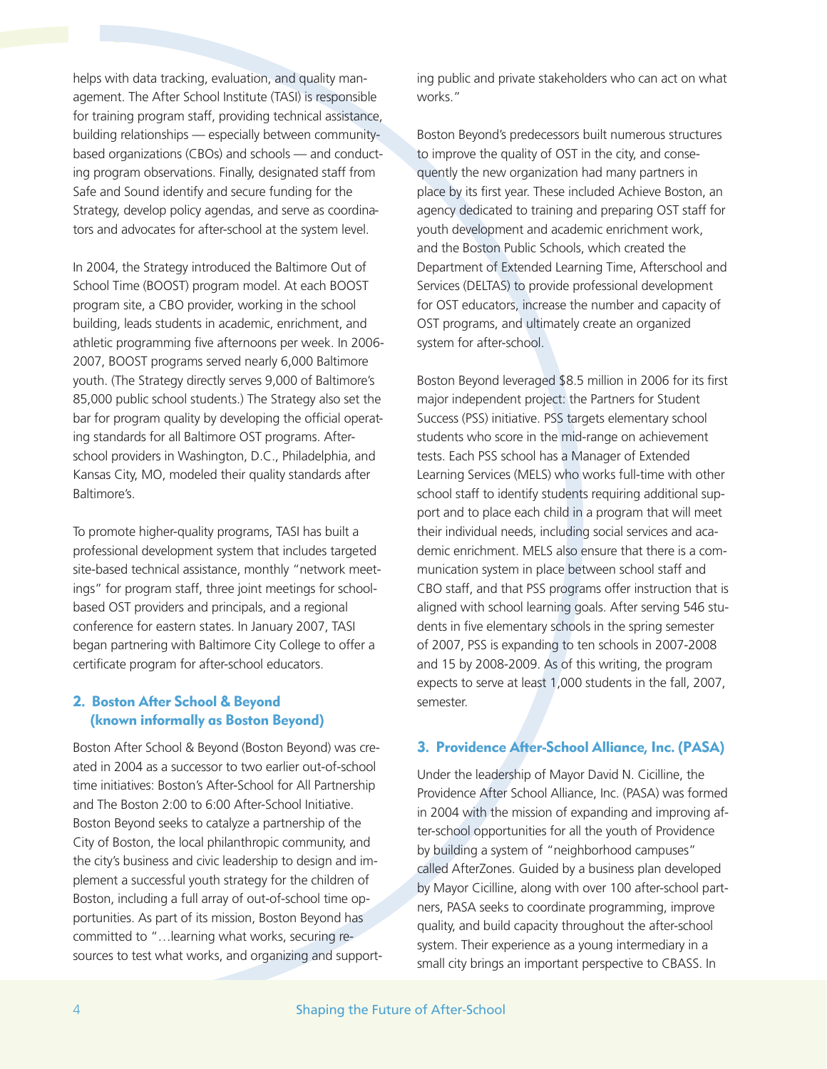helps with data tracking, evaluation, and quality management. The After School Institute (TASI) is responsible for training program staff, providing technical assistance, building relationships — especially between community-based organizations (CBOs) and schools — and conducting program observations. Finally, designated staff from Safe and Sound identify and secure funding for the Strategy, develop policy agendas, and serve as coordinators and advocates for after-school at the system level.

In 2004, the Strategy introduced the Baltimore Out of School Time (BOOST) program model. At each BOOST program site, a CBO provider, working in the school building, leads students in academic, enrichment, and athletic programming five afternoons per week. In 2006-2007, BOOST programs served nearly 6,000 Baltimore youth. (The Strategy directly serves 9,000 of Baltimore's 85,000 public school students.) The Strategy also set the bar for program quality by developing the official operating standards for all Baltimore OST programs. After-school providers in Washington, D.C., Philadelphia, and Kansas City, MO, modeled their quality standards after Baltimore's.

To promote higher-quality programs, TASI has built a professional development system that includes targeted site-based technical assistance, monthly "network meetings" for program staff, three joint meetings for school-based OST providers and principals, and a regional conference for eastern states. In January 2007, TASI began partnering with Baltimore City College to offer a certificate program for after-school educators.

### 2. Boston After School & Beyond (known informally as Boston Beyond)

Boston After School & Beyond (Boston Beyond) was created in 2004 as a successor to two earlier out-of-school time initiatives: Boston's After-School for All Partnership and The Boston 2:00 to 6:00 After-School Initiative. Boston Beyond seeks to catalyze a partnership of the City of Boston, the local philanthropic community, and the city's business and civic leadership to design and implement a successful youth strategy for the children of Boston, including a full array of out-of-school time opportunities. As part of its mission, Boston Beyond has committed to "…learning what works, securing resources to test what works, and organizing and supporting public and private stakeholders who can act on what works."

Boston Beyond's predecessors built numerous structures to improve the quality of OST in the city, and consequently the new organization had many partners in place by its first year. These included Achieve Boston, an agency dedicated to training and preparing OST staff for youth development and academic enrichment work, and the Boston Public Schools, which created the Department of Extended Learning Time, Afterschool and Services (DELTAS) to provide professional development for OST educators, increase the number and capacity of OST programs, and ultimately create an organized system for after-school.

Boston Beyond leveraged $8.5 million in 2006 for its first major independent project: the Partners for Student Success (PSS) initiative. PSS targets elementary school students who score in the mid-range on achievement tests. Each PSS school has a Manager of Extended Learning Services (MELS) who works full-time with other school staff to identify students requiring additional support and to place each child in a program that will meet their individual needs, including social services and academic enrichment. MELS also ensure that there is a communication system in place between school staff and CBO staff, and that PSS programs offer instruction that is aligned with school learning goals. After serving 546 students in five elementary schools in the spring semester of 2007, PSS is expanding to ten schools in 2007-2008 and 15 by 2008-2009. As of this writing, the program expects to serve at least 1,000 students in the fall, 2007, semester.

### 3. Providence After-School Alliance, Inc. (PASA)

Under the leadership of Mayor David N. Cicilline, the Providence After School Alliance, Inc. (PASA) was formed in 2004 with the mission of expanding and improving after-school opportunities for all the youth of Providence by building a system of "neighborhood campuses" called AfterZones. Guided by a business plan developed by Mayor Cicilline, along with over 100 after-school partners, PASA seeks to coordinate programming, improve quality, and build capacity throughout the after-school system. Their experience as a young intermediary in a small city brings an important perspective to CBASS. In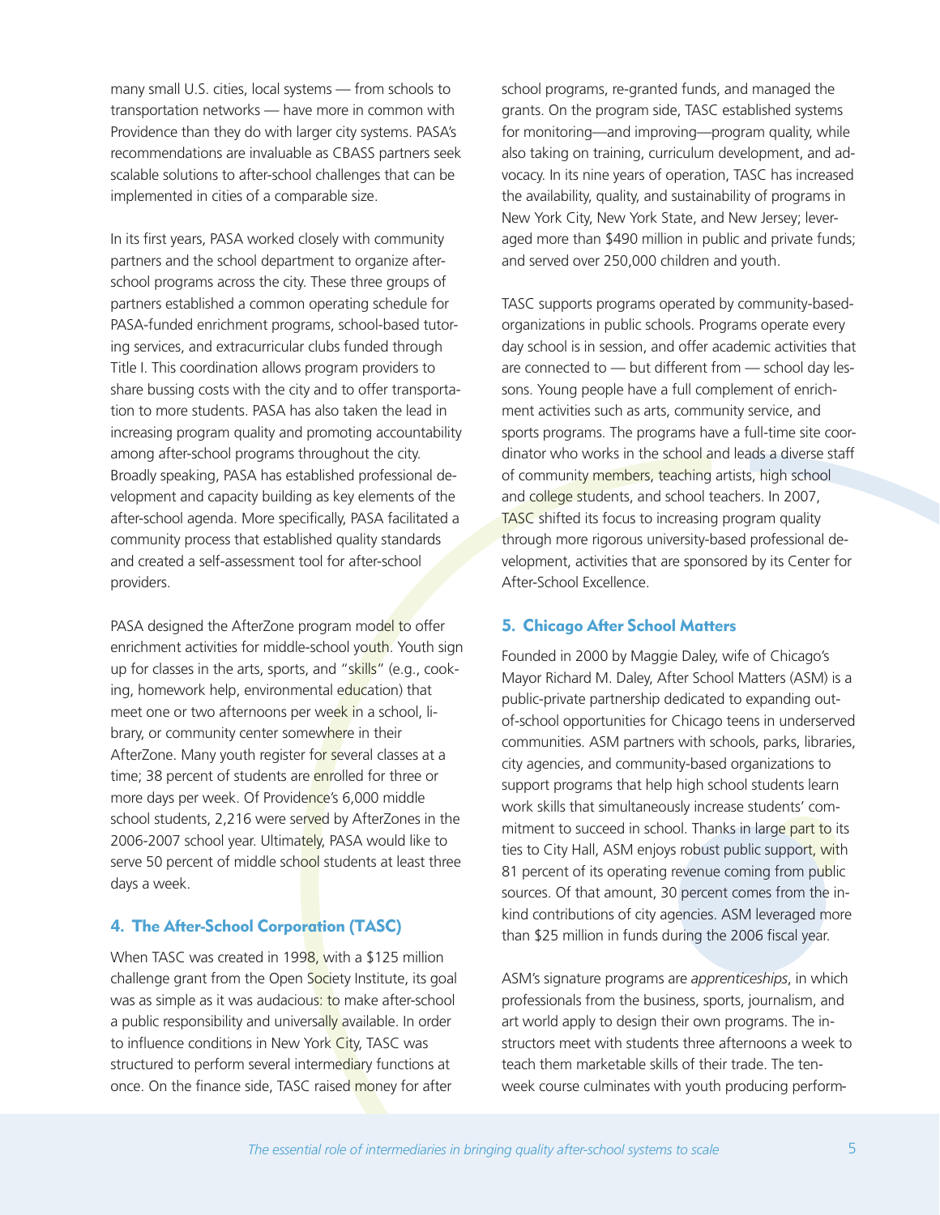many small U.S. cities, local systems — from schools to transportation networks — have more in common with Providence than they do with larger city systems. PASA's recommendations are invaluable as CBASS partners seek scalable solutions to after-school challenges that can be implemented in cities of a comparable size.

In its first years, PASA worked closely with community partners and the school department to organize after-school programs across the city. These three groups of partners established a common operating schedule for PASA-funded enrichment programs, school-based tutoring services, and extracurricular clubs funded through Title I. This coordination allows program providers to share bussing costs with the city and to offer transportation to more students. PASA has also taken the lead in increasing program quality and promoting accountability among after-school programs throughout the city. Broadly speaking, PASA has established professional development and capacity building as key elements of the after-school agenda. More specifically, PASA facilitated a community process that established quality standards and created a self-assessment tool for after-school providers.

PASA designed the AfterZone program model to offer enrichment activities for middle-school youth. Youth sign up for classes in the arts, sports, and "skills" (e.g., cooking, homework help, environmental education) that meet one or two afternoons per week in a school, library, or community center somewhere in their AfterZone. Many youth register for several classes at a time; 38 percent of students are enrolled for three or more days per week. Of Providence's 6,000 middle school students, 2,216 were served by AfterZones in the 2006-2007 school year. Ultimately, PASA would like to serve 50 percent of middle school students at least three days a week.

### 4. The After-School Corporation (TASC)

When TASC was created in 1998, with a $125 million challenge grant from the Open Society Institute, its goal was as simple as it was audacious: to make after-school a public responsibility and universally available. In order to influence conditions in New York City, TASC was structured to perform several intermediary functions at once. On the finance side, TASC raised money for after school programs, re-granted funds, and managed the grants. On the program side, TASC established systems for monitoring—and improving—program quality, while also taking on training, curriculum development, and advocacy. In its nine years of operation, TASC has increased the availability, quality, and sustainability of programs in New York City, New York State, and New Jersey; leveraged more than $490 million in public and private funds; and served over 250,000 children and youth.

TASC supports programs operated by community-based-organizations in public schools. Programs operate every day school is in session, and offer academic activities that are connected to — but different from — school day lessons. Young people have a full complement of enrichment activities such as arts, community service, and sports programs. The programs have a full-time site coordinator who works in the school and leads a diverse staff of community members, teaching artists, high school and college students, and school teachers. In 2007, TASC shifted its focus to increasing program quality through more rigorous university-based professional development, activities that are sponsored by its Center for After-School Excellence.

### 5. Chicago After School Matters

Founded in 2000 by Maggie Daley, wife of Chicago's Mayor Richard M. Daley, After School Matters (ASM) is a public-private partnership dedicated to expanding out-of-school opportunities for Chicago teens in underserved communities. ASM partners with schools, parks, libraries, city agencies, and community-based organizations to support programs that help high school students learn work skills that simultaneously increase students' commitment to succeed in school. Thanks in large part to its ties to City Hall, ASM enjoys robust public support, with 81 percent of its operating revenue coming from public sources. Of that amount, 30 percent comes from the in-kind contributions of city agencies. ASM leveraged more than $25 million in funds during the 2006 fiscal year.

ASM's signature programs are *apprenticeships*, in which professionals from the business, sports, journalism, and art world apply to design their own programs. The instructors meet with students three afternoons a week to teach them marketable skills of their trade. The ten-week course culminates with youth producing perform-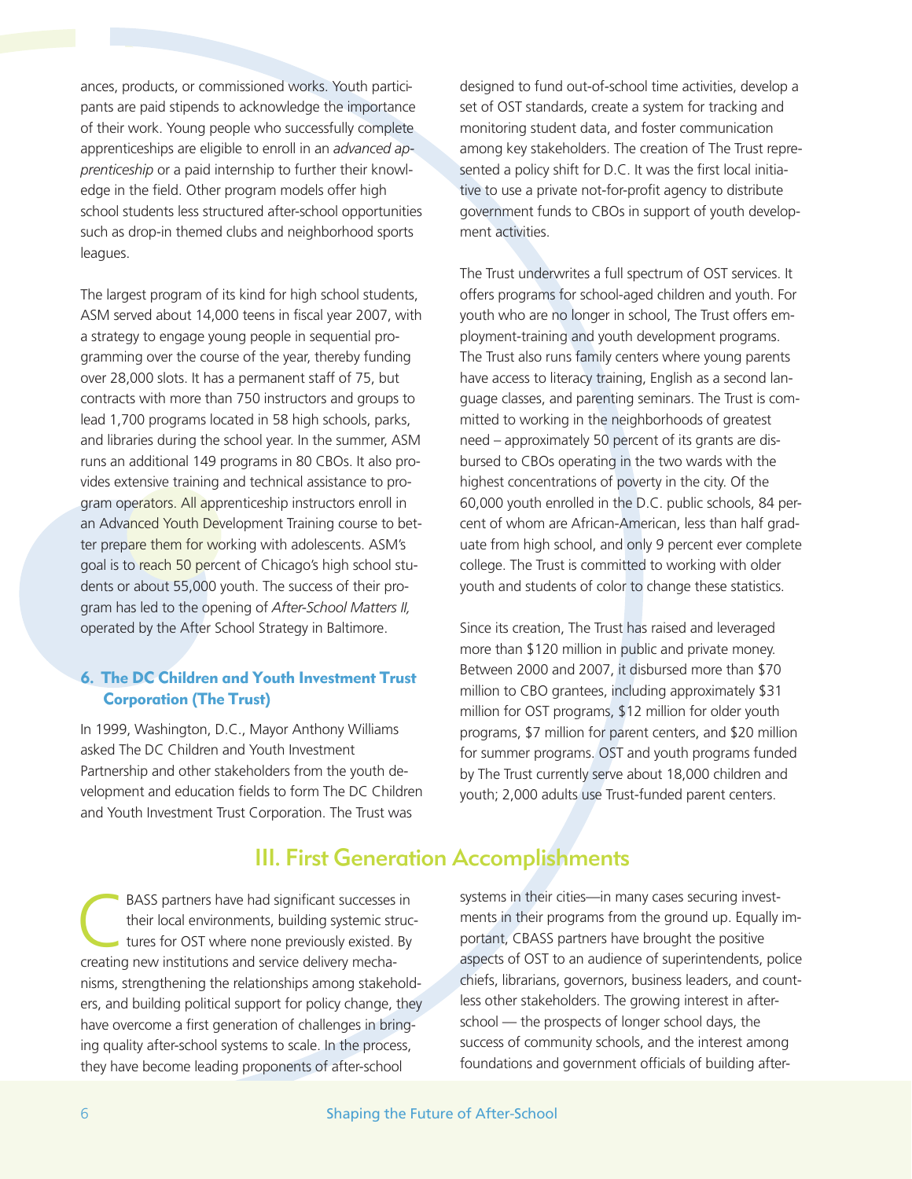ances, products, or commissioned works. Youth participants are paid stipends to acknowledge the importance of their work. Young people who successfully complete apprenticeships are eligible to enroll in an *advanced apprenticeship* or a paid internship to further their knowledge in the field. Other program models offer high school students less structured after-school opportunities such as drop-in themed clubs and neighborhood sports leagues.

The largest program of its kind for high school students, ASM served about 14,000 teens in fiscal year 2007, with a strategy to engage young people in sequential programming over the course of the year, thereby funding over 28,000 slots. It has a permanent staff of 75, but contracts with more than 750 instructors and groups to lead 1,700 programs located in 58 high schools, parks, and libraries during the school year. In the summer, ASM runs an additional 149 programs in 80 CBOs. It also provides extensive training and technical assistance to program operators. All apprenticeship instructors enroll in an Advanced Youth Development Training course to better prepare them for working with adolescents. ASM's goal is to reach 50 percent of Chicago's high school students or about 55,000 youth. The success of their program has led to the opening of *After-School Matters II,* operated by the After School Strategy in Baltimore.

### 6. The DC Children and Youth Investment Trust Corporation (The Trust)

In 1999, Washington, D.C., Mayor Anthony Williams asked The DC Children and Youth Investment Partnership and other stakeholders from the youth development and education fields to form The DC Children and Youth Investment Trust Corporation. The Trust was designed to fund out-of-school time activities, develop a set of OST standards, create a system for tracking and monitoring student data, and foster communication among key stakeholders. The creation of The Trust represented a policy shift for D.C. It was the first local initiative to use a private not-for-profit agency to distribute government funds to CBOs in support of youth development activities.

The Trust underwrites a full spectrum of OST services. It offers programs for school-aged children and youth. For youth who are no longer in school, The Trust offers employment-training and youth development programs. The Trust also runs family centers where young parents have access to literacy training, English as a second language classes, and parenting seminars. The Trust is committed to working in the neighborhoods of greatest need – approximately 50 percent of its grants are disbursed to CBOs operating in the two wards with the highest concentrations of poverty in the city. Of the 60,000 youth enrolled in the D.C. public schools, 84 percent of whom are African-American, less than half graduate from high school, and only 9 percent ever complete college. The Trust is committed to working with older youth and students of color to change these statistics.

Since its creation, The Trust has raised and leveraged more than $120 million in public and private money. Between 2000 and 2007, it disbursed more than $70 million to CBO grantees, including approximately $31 million for OST programs, $12 million for older youth programs, $7 million for parent centers, and $20 million for summer programs. OST and youth programs funded by The Trust currently serve about 18,000 children and youth; 2,000 adults use Trust-funded parent centers.

## III. First Generation Accomplishments

CBASS partners have had significant successes in their local environments, building systemic structures for OST where none previously existed. By creating new institutions and service delivery mechanisms, strengthening the relationships among stakeholders, and building political support for policy change, they have overcome a first generation of challenges in bringing quality after-school systems to scale. In the process, they have become leading proponents of after-school systems in their cities—in many cases securing investments in their programs from the ground up. Equally important, CBASS partners have brought the positive aspects of OST to an audience of superintendents, police chiefs, librarians, governors, business leaders, and countless other stakeholders. The growing interest in after-school — the prospects of longer school days, the success of community schools, and the interest among foundations and government officials of building after-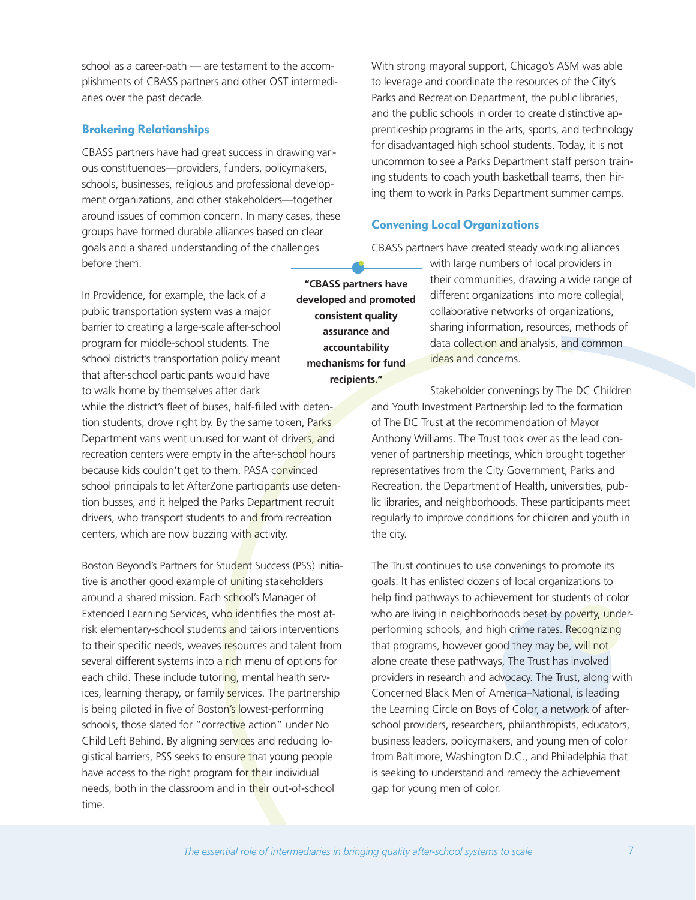school as a career-path — are testament to the accomplishments of CBASS partners and other OST intermediaries over the past decade.

### Brokering Relationships

CBASS partners have had great success in drawing various constituencies—providers, funders, policymakers, schools, businesses, religious and professional development organizations, and other stakeholders—together around issues of common concern. In many cases, these groups have formed durable alliances based on clear goals and a shared understanding of the challenges before them.

In Providence, for example, the lack of a public transportation system was a major barrier to creating a large-scale after-school program for middle-school students. The school district's transportation policy meant that after-school participants would have to walk home by themselves after dark while the district's fleet of buses, half-filled with detention students, drove right by. By the same token, Parks Department vans went unused for want of drivers, and recreation centers were empty in the after-school hours because kids couldn't get to them. PASA convinced school principals to let AfterZone participants use detention busses, and it helped the Parks Department recruit drivers, who transport students to and from recreation centers, which are now buzzing with activity.

Boston Beyond's Partners for Student Success (PSS) initiative is another good example of uniting stakeholders around a shared mission. Each school's Manager of Extended Learning Services, who identifies the most at-risk elementary-school students and tailors interventions to their specific needs, weaves resources and talent from several different systems into a rich menu of options for each child. These include tutoring, mental health services, learning therapy, or family services. The partnership is being piloted in five of Boston's lowest-performing schools, those slated for "corrective action" under No Child Left Behind. By aligning services and reducing logistical barriers, PSS seeks to ensure that young people have access to the right program for their individual needs, both in the classroom and in their out-of-school time.

**"CBASS partners have developed and promoted consistent quality assurance and accountability mechanisms for fund recipients."**

With strong mayoral support, Chicago's ASM was able to leverage and coordinate the resources of the City's Parks and Recreation Department, the public libraries, and the public schools in order to create distinctive apprenticeship programs in the arts, sports, and technology for disadvantaged high school students. Today, it is not uncommon to see a Parks Department staff person training students to coach youth basketball teams, then hiring them to work in Parks Department summer camps.

### Convening Local Organizations

CBASS partners have created steady working alliances with large numbers of local providers in their communities, drawing a wide range of different organizations into more collegial, collaborative networks of organizations, sharing information, resources, methods of data collection and analysis, and common ideas and concerns.

Stakeholder convenings by The DC Children and Youth Investment Partnership led to the formation of The DC Trust at the recommendation of Mayor Anthony Williams. The Trust took over as the lead convener of partnership meetings, which brought together representatives from the City Government, Parks and Recreation, the Department of Health, universities, public libraries, and neighborhoods. These participants meet regularly to improve conditions for children and youth in the city.

The Trust continues to use convenings to promote its goals. It has enlisted dozens of local organizations to help find pathways to achievement for students of color who are living in neighborhoods beset by poverty, underperforming schools, and high crime rates. Recognizing that programs, however good they may be, will not alone create these pathways, The Trust has involved providers in research and advocacy. The Trust, along with Concerned Black Men of America–National, is leading the Learning Circle on Boys of Color, a network of after-school providers, researchers, philanthropists, educators, business leaders, policymakers, and young men of color from Baltimore, Washington D.C., and Philadelphia that is seeking to understand and remedy the achievement gap for young men of color.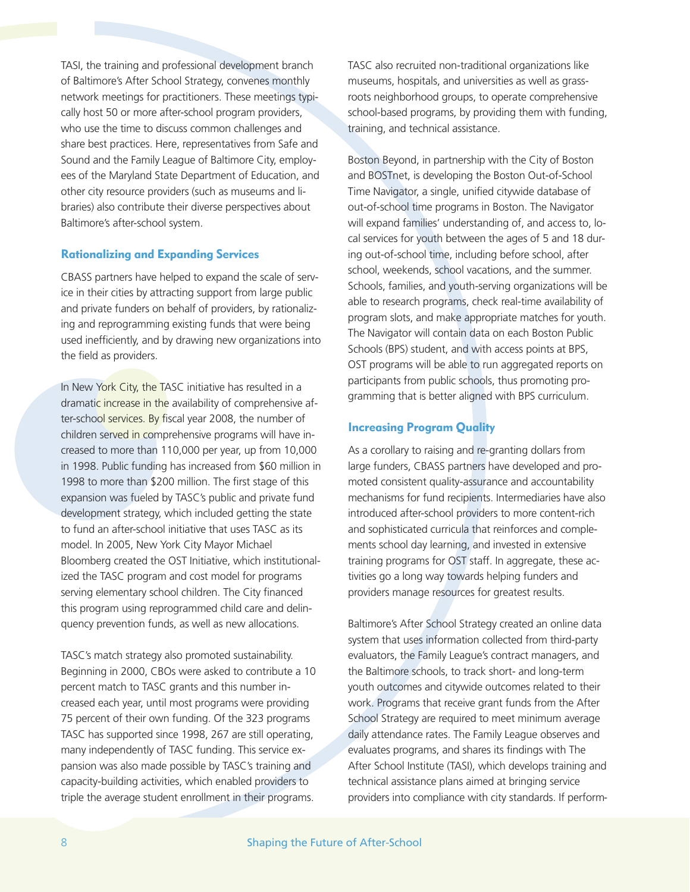TASI, the training and professional development branch of Baltimore's After School Strategy, convenes monthly network meetings for practitioners. These meetings typically host 50 or more after-school program providers, who use the time to discuss common challenges and share best practices. Here, representatives from Safe and Sound and the Family League of Baltimore City, employees of the Maryland State Department of Education, and other city resource providers (such as museums and libraries) also contribute their diverse perspectives about Baltimore's after-school system.

### Rationalizing and Expanding Services

CBASS partners have helped to expand the scale of service in their cities by attracting support from large public and private funders on behalf of providers, by rationalizing and reprogramming existing funds that were being used inefficiently, and by drawing new organizations into the field as providers.

In New York City, the TASC initiative has resulted in a dramatic increase in the availability of comprehensive after-school services. By fiscal year 2008, the number of children served in comprehensive programs will have increased to more than 110,000 per year, up from 10,000 in 1998. Public funding has increased from $60 million in 1998 to more than $200 million. The first stage of this expansion was fueled by TASC's public and private fund development strategy, which included getting the state to fund an after-school initiative that uses TASC as its model. In 2005, New York City Mayor Michael Bloomberg created the OST Initiative, which institutionalized the TASC program and cost model for programs serving elementary school children. The City financed this program using reprogrammed child care and delinquency prevention funds, as well as new allocations.

TASC's match strategy also promoted sustainability. Beginning in 2000, CBOs were asked to contribute a 10 percent match to TASC grants and this number increased each year, until most programs were providing 75 percent of their own funding. Of the 323 programs TASC has supported since 1998, 267 are still operating, many independently of TASC funding. This service expansion was also made possible by TASC's training and capacity-building activities, which enabled providers to triple the average student enrollment in their programs.

TASC also recruited non-traditional organizations like museums, hospitals, and universities as well as grassroots neighborhood groups, to operate comprehensive school-based programs, by providing them with funding, training, and technical assistance.

Boston Beyond, in partnership with the City of Boston and BOSTnet, is developing the Boston Out-of-School Time Navigator, a single, unified citywide database of out-of-school time programs in Boston. The Navigator will expand families' understanding of, and access to, local services for youth between the ages of 5 and 18 during out-of-school time, including before school, after school, weekends, school vacations, and the summer. Schools, families, and youth-serving organizations will be able to research programs, check real-time availability of program slots, and make appropriate matches for youth. The Navigator will contain data on each Boston Public Schools (BPS) student, and with access points at BPS, OST programs will be able to run aggregated reports on participants from public schools, thus promoting programming that is better aligned with BPS curriculum.

### Increasing Program Quality

As a corollary to raising and re-granting dollars from large funders, CBASS partners have developed and promoted consistent quality-assurance and accountability mechanisms for fund recipients. Intermediaries have also introduced after-school providers to more content-rich and sophisticated curricula that reinforces and complements school day learning, and invested in extensive training programs for OST staff. In aggregate, these activities go a long way towards helping funders and providers manage resources for greatest results.

Baltimore's After School Strategy created an online data system that uses information collected from third-party evaluators, the Family League's contract managers, and the Baltimore schools, to track short- and long-term youth outcomes and citywide outcomes related to their work. Programs that receive grant funds from the After School Strategy are required to meet minimum average daily attendance rates. The Family League observes and evaluates programs, and shares its findings with The After School Institute (TASI), which develops training and technical assistance plans aimed at bringing service providers into compliance with city standards. If perform-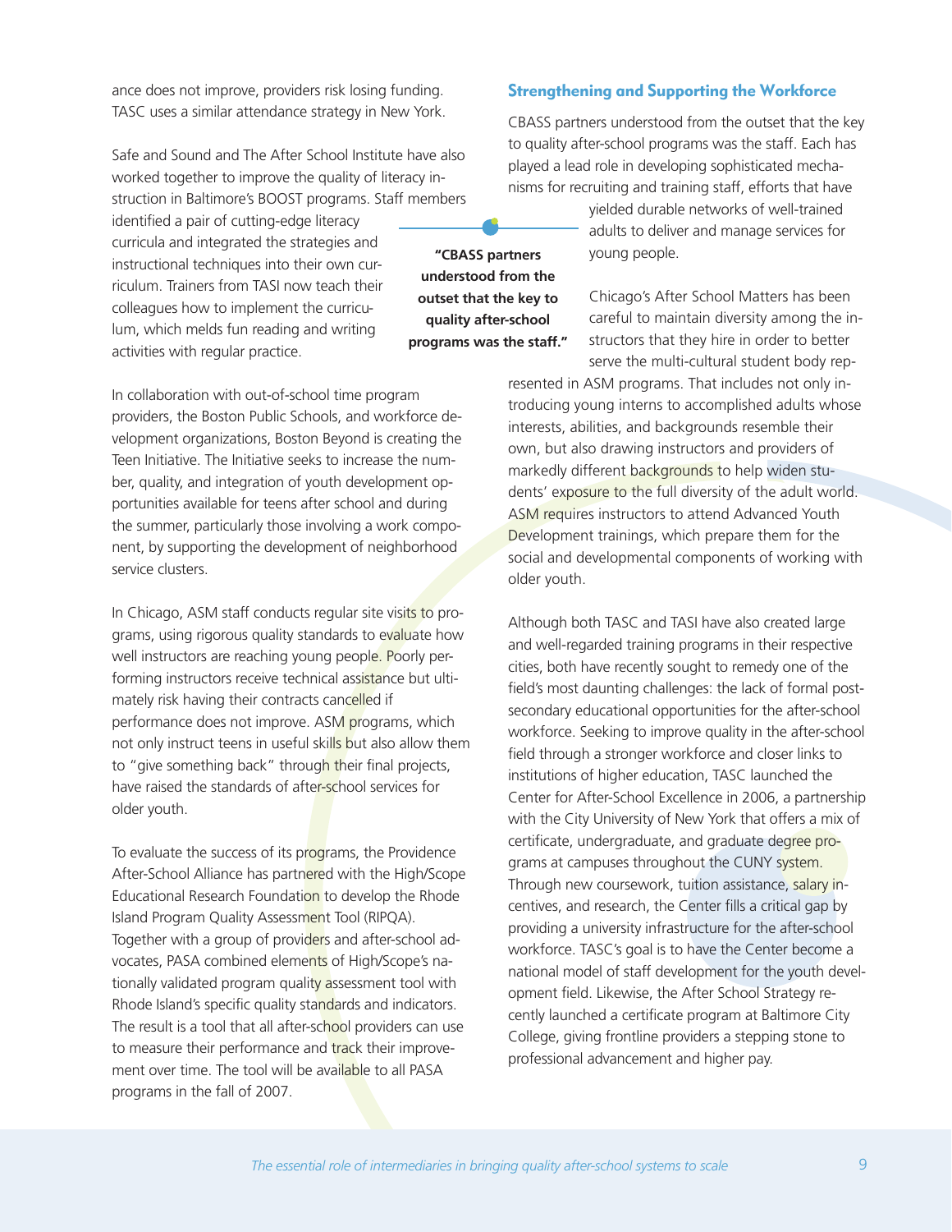ance does not improve, providers risk losing funding. TASC uses a similar attendance strategy in New York.

Safe and Sound and The After School Institute have also worked together to improve the quality of literacy instruction in Baltimore's BOOST programs. Staff members identified a pair of cutting-edge literacy curricula and integrated the strategies and instructional techniques into their own curriculum. Trainers from TASI now teach their colleagues how to implement the curriculum, which melds fun reading and writing activities with regular practice.

In collaboration with out-of-school time program providers, the Boston Public Schools, and workforce development organizations, Boston Beyond is creating the Teen Initiative. The Initiative seeks to increase the number, quality, and integration of youth development opportunities available for teens after school and during the summer, particularly those involving a work component, by supporting the development of neighborhood service clusters.

In Chicago, ASM staff conducts regular site visits to programs, using rigorous quality standards to evaluate how well instructors are reaching young people. Poorly performing instructors receive technical assistance but ultimately risk having their contracts cancelled if performance does not improve. ASM programs, which not only instruct teens in useful skills but also allow them to "give something back" through their final projects, have raised the standards of after-school services for older youth.

To evaluate the success of its programs, the Providence After-School Alliance has partnered with the High/Scope Educational Research Foundation to develop the Rhode Island Program Quality Assessment Tool (RIPQA). Together with a group of providers and after-school advocates, PASA combined elements of High/Scope's nationally validated program quality assessment tool with Rhode Island's specific quality standards and indicators. The result is a tool that all after-school providers can use to measure their performance and track their improvement over time. The tool will be available to all PASA programs in the fall of 2007.

## Strengthening and Supporting the Workforce

CBASS partners understood from the outset that the key to quality after-school programs was the staff. Each has played a lead role in developing sophisticated mechanisms for recruiting and training staff, efforts that have yielded durable networks of well-trained adults to deliver and manage services for young people.

**"CBASS partners understood from the outset that the key to quality after-school programs was the staff."**

Chicago's After School Matters has been careful to maintain diversity among the instructors that they hire in order to better serve the multi-cultural student body represented in ASM programs. That includes not only introducing young interns to accomplished adults whose interests, abilities, and backgrounds resemble their own, but also drawing instructors and providers of markedly different backgrounds to help widen students' exposure to the full diversity of the adult world. ASM requires instructors to attend Advanced Youth Development trainings, which prepare them for the social and developmental components of working with older youth.

Although both TASC and TASI have also created large and well-regarded training programs in their respective cities, both have recently sought to remedy one of the field's most daunting challenges: the lack of formal post-secondary educational opportunities for the after-school workforce. Seeking to improve quality in the after-school field through a stronger workforce and closer links to institutions of higher education, TASC launched the Center for After-School Excellence in 2006, a partnership with the City University of New York that offers a mix of certificate, undergraduate, and graduate degree programs at campuses throughout the CUNY system. Through new coursework, tuition assistance, salary incentives, and research, the Center fills a critical gap by providing a university infrastructure for the after-school workforce. TASC's goal is to have the Center become a national model of staff development for the youth development field. Likewise, the After School Strategy recently launched a certificate program at Baltimore City College, giving frontline providers a stepping stone to professional advancement and higher pay.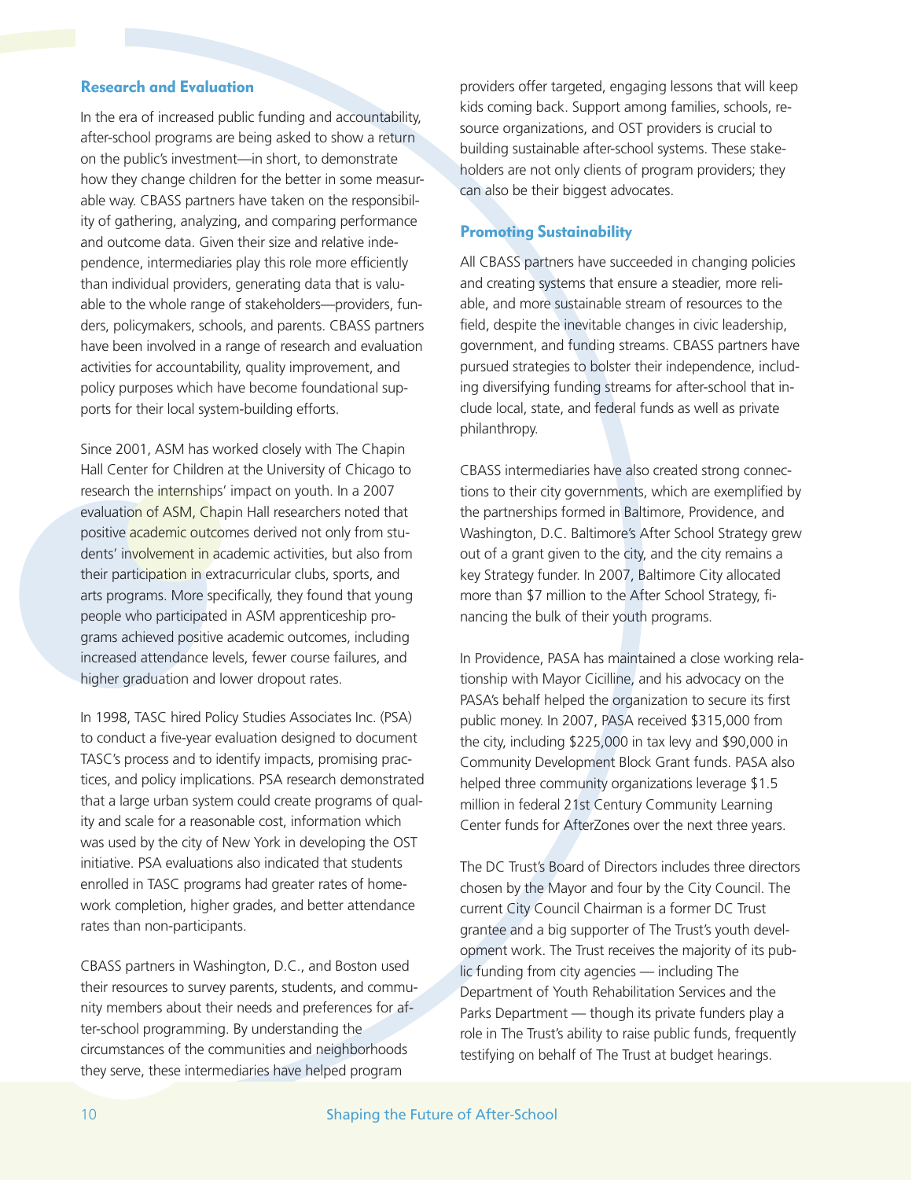### Research and Evaluation

In the era of increased public funding and accountability, after-school programs are being asked to show a return on the public's investment—in short, to demonstrate how they change children for the better in some measurable way. CBASS partners have taken on the responsibility of gathering, analyzing, and comparing performance and outcome data. Given their size and relative independence, intermediaries play this role more efficiently than individual providers, generating data that is valuable to the whole range of stakeholders—providers, funders, policymakers, schools, and parents. CBASS partners have been involved in a range of research and evaluation activities for accountability, quality improvement, and policy purposes which have become foundational supports for their local system-building efforts.

Since 2001, ASM has worked closely with The Chapin Hall Center for Children at the University of Chicago to research the internships' impact on youth. In a 2007 evaluation of ASM, Chapin Hall researchers noted that positive academic outcomes derived not only from students' involvement in academic activities, but also from their participation in extracurricular clubs, sports, and arts programs. More specifically, they found that young people who participated in ASM apprenticeship programs achieved positive academic outcomes, including increased attendance levels, fewer course failures, and higher graduation and lower dropout rates.

In 1998, TASC hired Policy Studies Associates Inc. (PSA) to conduct a five-year evaluation designed to document TASC's process and to identify impacts, promising practices, and policy implications. PSA research demonstrated that a large urban system could create programs of quality and scale for a reasonable cost, information which was used by the city of New York in developing the OST initiative. PSA evaluations also indicated that students enrolled in TASC programs had greater rates of homework completion, higher grades, and better attendance rates than non-participants.

CBASS partners in Washington, D.C., and Boston used their resources to survey parents, students, and community members about their needs and preferences for after-school programming. By understanding the circumstances of the communities and neighborhoods they serve, these intermediaries have helped program providers offer targeted, engaging lessons that will keep kids coming back. Support among families, schools, resource organizations, and OST providers is crucial to building sustainable after-school systems. These stakeholders are not only clients of program providers; they can also be their biggest advocates.

### Promoting Sustainability

All CBASS partners have succeeded in changing policies and creating systems that ensure a steadier, more reliable, and more sustainable stream of resources to the field, despite the inevitable changes in civic leadership, government, and funding streams. CBASS partners have pursued strategies to bolster their independence, including diversifying funding streams for after-school that include local, state, and federal funds as well as private philanthropy.

CBASS intermediaries have also created strong connections to their city governments, which are exemplified by the partnerships formed in Baltimore, Providence, and Washington, D.C. Baltimore's After School Strategy grew out of a grant given to the city, and the city remains a key Strategy funder. In 2007, Baltimore City allocated more than $7 million to the After School Strategy, financing the bulk of their youth programs.

In Providence, PASA has maintained a close working relationship with Mayor Cicilline, and his advocacy on the PASA's behalf helped the organization to secure its first public money. In 2007, PASA received $315,000 from the city, including $225,000 in tax levy and $90,000 in Community Development Block Grant funds. PASA also helped three community organizations leverage $1.5 million in federal 21st Century Community Learning Center funds for AfterZones over the next three years.

The DC Trust's Board of Directors includes three directors chosen by the Mayor and four by the City Council. The current City Council Chairman is a former DC Trust grantee and a big supporter of The Trust's youth development work. The Trust receives the majority of its public funding from city agencies — including The Department of Youth Rehabilitation Services and the Parks Department — though its private funders play a role in The Trust's ability to raise public funds, frequently testifying on behalf of The Trust at budget hearings.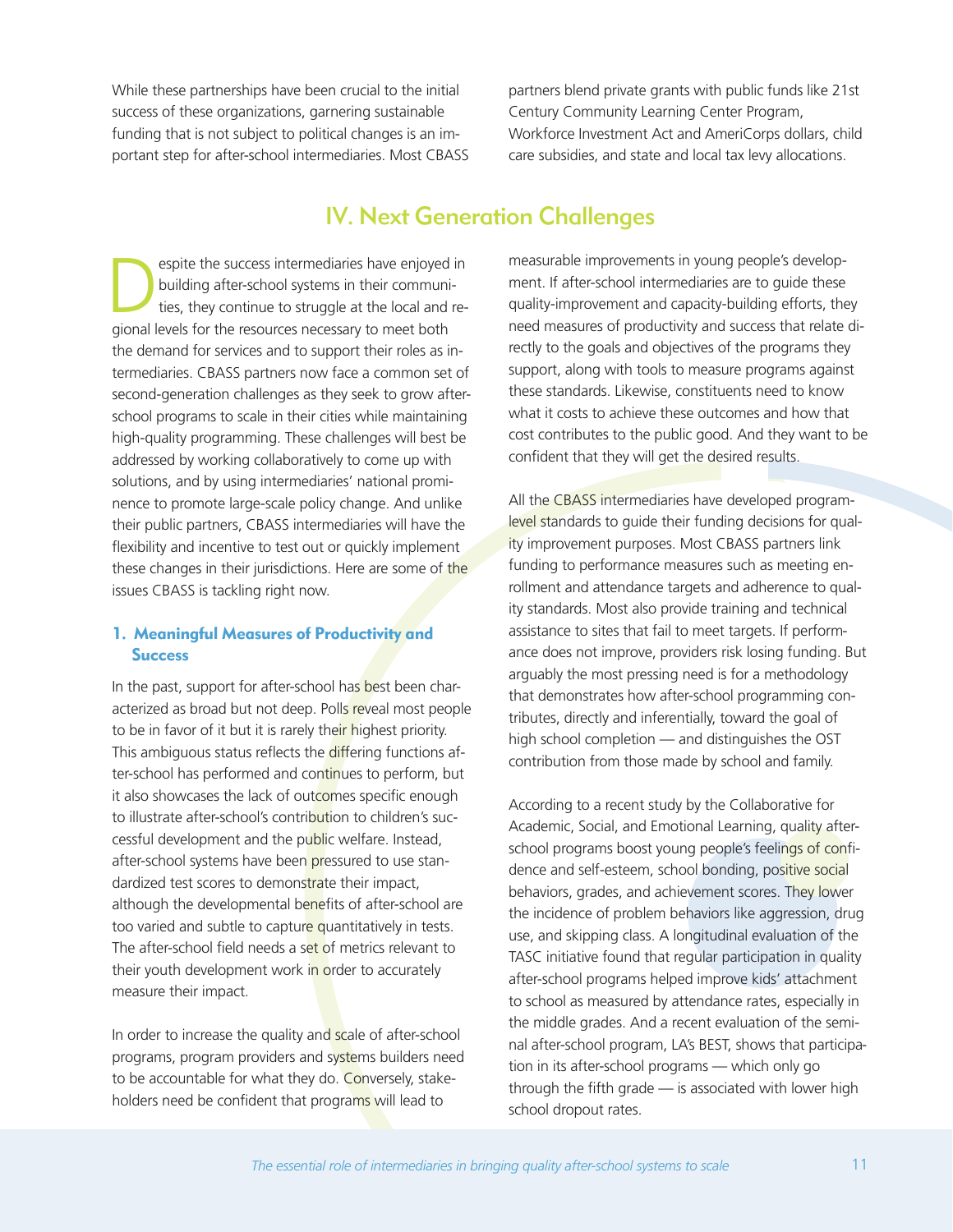While these partnerships have been crucial to the initial success of these organizations, garnering sustainable funding that is not subject to political changes is an important step for after-school intermediaries. Most CBASS partners blend private grants with public funds like 21st Century Community Learning Center Program, Workforce Investment Act and AmeriCorps dollars, child care subsidies, and state and local tax levy allocations.

## IV. Next Generation Challenges

Despite the success intermediaries have enjoyed in building after-school systems in their communities, they continue to struggle at the local and regional levels for the resources necessary to meet both the demand for services and to support their roles as intermediaries. CBASS partners now face a common set of second-generation challenges as they seek to grow after-school programs to scale in their cities while maintaining high-quality programming. These challenges will best be addressed by working collaboratively to come up with solutions, and by using intermediaries' national prominence to promote large-scale policy change. And unlike their public partners, CBASS intermediaries will have the flexibility and incentive to test out or quickly implement these changes in their jurisdictions. Here are some of the issues CBASS is tackling right now.

### 1. Meaningful Measures of Productivity and Success

In the past, support for after-school has best been characterized as broad but not deep. Polls reveal most people to be in favor of it but it is rarely their highest priority. This ambiguous status reflects the differing functions after-school has performed and continues to perform, but it also showcases the lack of outcomes specific enough to illustrate after-school's contribution to children's successful development and the public welfare. Instead, after-school systems have been pressured to use standardized test scores to demonstrate their impact, although the developmental benefits of after-school are too varied and subtle to capture quantitatively in tests. The after-school field needs a set of metrics relevant to their youth development work in order to accurately measure their impact.

In order to increase the quality and scale of after-school programs, program providers and systems builders need to be accountable for what they do. Conversely, stakeholders need be confident that programs will lead to measurable improvements in young people's development. If after-school intermediaries are to guide these quality-improvement and capacity-building efforts, they need measures of productivity and success that relate directly to the goals and objectives of the programs they support, along with tools to measure programs against these standards. Likewise, constituents need to know what it costs to achieve these outcomes and how that cost contributes to the public good. And they want to be confident that they will get the desired results.

All the CBASS intermediaries have developed program-level standards to guide their funding decisions for quality improvement purposes. Most CBASS partners link funding to performance measures such as meeting enrollment and attendance targets and adherence to quality standards. Most also provide training and technical assistance to sites that fail to meet targets. If performance does not improve, providers risk losing funding. But arguably the most pressing need is for a methodology that demonstrates how after-school programming contributes, directly and inferentially, toward the goal of high school completion — and distinguishes the OST contribution from those made by school and family.

According to a recent study by the Collaborative for Academic, Social, and Emotional Learning, quality after-school programs boost young people's feelings of confidence and self-esteem, school bonding, positive social behaviors, grades, and achievement scores. They lower the incidence of problem behaviors like aggression, drug use, and skipping class. A longitudinal evaluation of the TASC initiative found that regular participation in quality after-school programs helped improve kids' attachment to school as measured by attendance rates, especially in the middle grades. And a recent evaluation of the seminal after-school program, LA's BEST, shows that participation in its after-school programs — which only go through the fifth grade — is associated with lower high school dropout rates.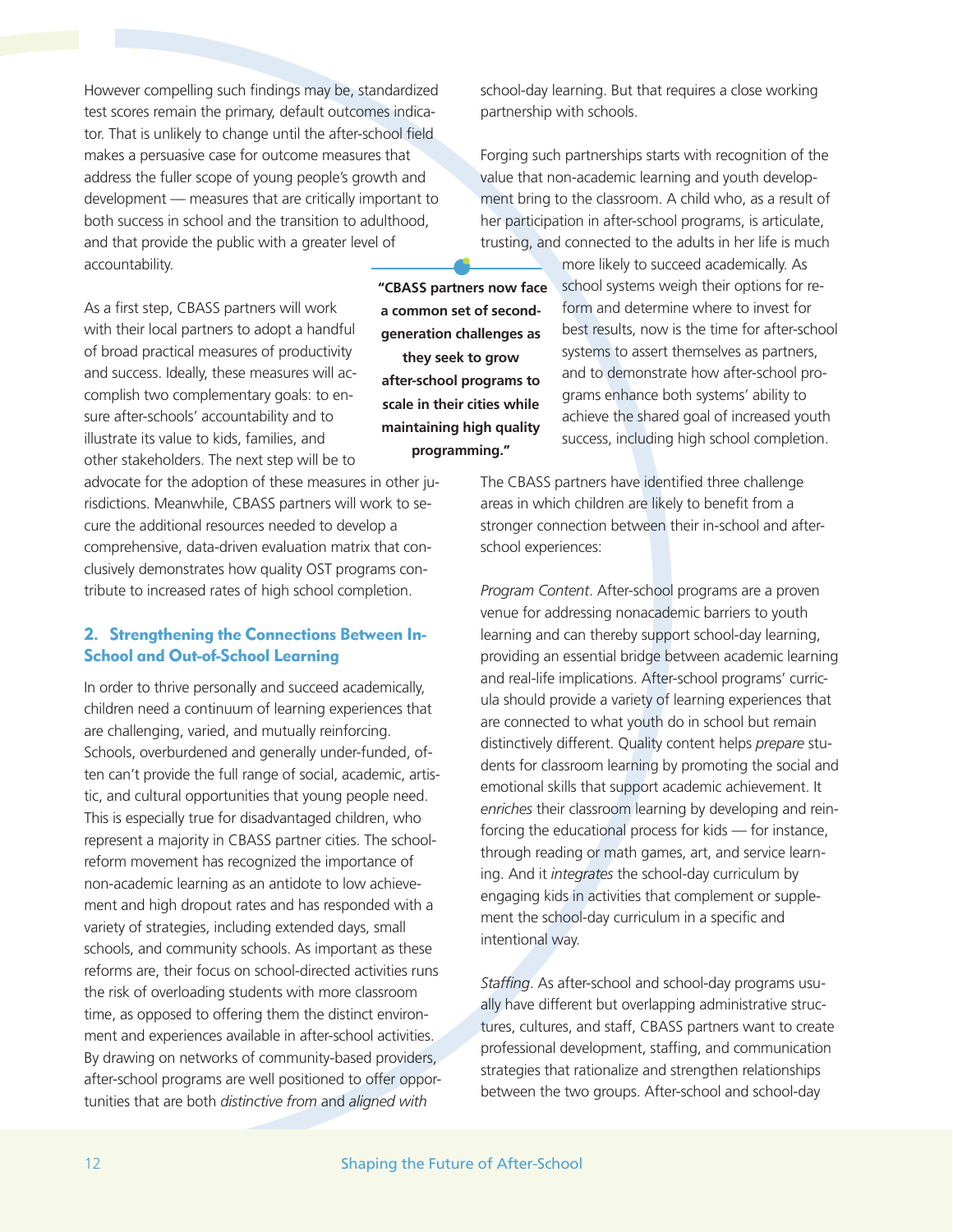However compelling such findings may be, standardized test scores remain the primary, default outcomes indicator. That is unlikely to change until the after-school field makes a persuasive case for outcome measures that address the fuller scope of young people's growth and development — measures that are critically important to both success in school and the transition to adulthood, and that provide the public with a greater level of accountability.

As a first step, CBASS partners will work with their local partners to adopt a handful of broad practical measures of productivity and success. Ideally, these measures will accomplish two complementary goals: to ensure after-schools' accountability and to illustrate its value to kids, families, and other stakeholders. The next step will be to advocate for the adoption of these measures in other jurisdictions. Meanwhile, CBASS partners will work to secure the additional resources needed to develop a comprehensive, data-driven evaluation matrix that conclusively demonstrates how quality OST programs contribute to increased rates of high school completion.

## 2. Strengthening the Connections Between In-School and Out-of-School Learning

In order to thrive personally and succeed academically, children need a continuum of learning experiences that are challenging, varied, and mutually reinforcing. Schools, overburdened and generally under-funded, often can't provide the full range of social, academic, artistic, and cultural opportunities that young people need. This is especially true for disadvantaged children, who represent a majority in CBASS partner cities. The school-reform movement has recognized the importance of non-academic learning as an antidote to low achievement and high dropout rates and has responded with a variety of strategies, including extended days, small schools, and community schools. As important as these reforms are, their focus on school-directed activities runs the risk of overloading students with more classroom time, as opposed to offering them the distinct environment and experiences available in after-school activities. By drawing on networks of community-based providers, after-school programs are well positioned to offer opportunities that are both *distinctive from* and *aligned with* school-day learning. But that requires a close working partnership with schools.

Forging such partnerships starts with recognition of the value that non-academic learning and youth development bring to the classroom. A child who, as a result of her participation in after-school programs, is articulate, trusting, and connected to the adults in her life is much more likely to succeed academically. As school systems weigh their options for reform and determine where to invest for best results, now is the time for after-school systems to assert themselves as partners, and to demonstrate how after-school programs enhance both systems' ability to achieve the shared goal of increased youth success, including high school completion.

**"CBASS partners now face a common set of second-generation challenges as they seek to grow after-school programs to scale in their cities while maintaining high quality programming."**

The CBASS partners have identified three challenge areas in which children are likely to benefit from a stronger connection between their in-school and after-school experiences:

*Program Content*. After-school programs are a proven venue for addressing nonacademic barriers to youth learning and can thereby support school-day learning, providing an essential bridge between academic learning and real-life implications. After-school programs' curricula should provide a variety of learning experiences that are connected to what youth do in school but remain distinctively different. Quality content helps *prepare* students for classroom learning by promoting the social and emotional skills that support academic achievement. It *enriches* their classroom learning by developing and reinforcing the educational process for kids — for instance, through reading or math games, art, and service learning. And it *integrates* the school-day curriculum by engaging kids in activities that complement or supplement the school-day curriculum in a specific and intentional way.

*Staffing*. As after-school and school-day programs usually have different but overlapping administrative structures, cultures, and staff, CBASS partners want to create professional development, staffing, and communication strategies that rationalize and strengthen relationships between the two groups. After-school and school-day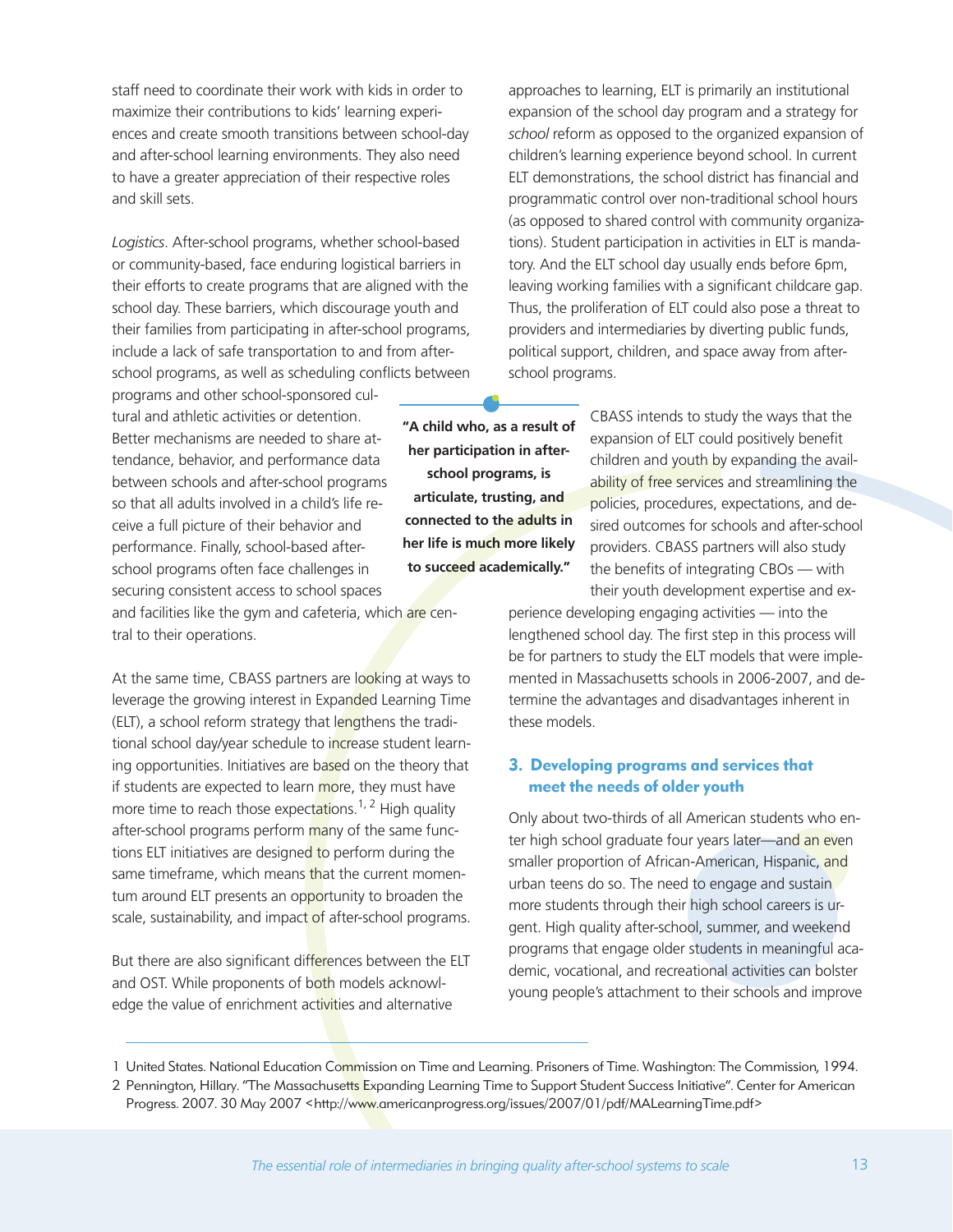staff need to coordinate their work with kids in order to maximize their contributions to kids' learning experiences and create smooth transitions between school-day and after-school learning environments. They also need to have a greater appreciation of their respective roles and skill sets.

*Logistics*. After-school programs, whether school-based or community-based, face enduring logistical barriers in their efforts to create programs that are aligned with the school day. These barriers, which discourage youth and their families from participating in after-school programs, include a lack of safe transportation to and from after-school programs, as well as scheduling conflicts between programs and other school-sponsored cultural and athletic activities or detention. Better mechanisms are needed to share attendance, behavior, and performance data between schools and after-school programs so that all adults involved in a child's life receive a full picture of their behavior and performance. Finally, school-based after-school programs often face challenges in securing consistent access to school spaces and facilities like the gym and cafeteria, which are central to their operations.

**"A child who, as a result of her participation in after-school programs, is articulate, trusting, and connected to the adults in her life is much more likely to succeed academically."**

At the same time, CBASS partners are looking at ways to leverage the growing interest in Expanded Learning Time (ELT), a school reform strategy that lengthens the traditional school day/year schedule to increase student learning opportunities. Initiatives are based on the theory that if students are expected to learn more, they must have more time to reach those expectations.[1,2] High quality after-school programs perform many of the same functions ELT initiatives are designed to perform during the same timeframe, which means that the current momentum around ELT presents an opportunity to broaden the scale, sustainability, and impact of after-school programs.

But there are also significant differences between the ELT and OST. While proponents of both models acknowledge the value of enrichment activities and alternative approaches to learning, ELT is primarily an institutional expansion of the school day program and a strategy for *school* reform as opposed to the organized expansion of children's learning experience beyond school. In current ELT demonstrations, the school district has financial and programmatic control over non-traditional school hours (as opposed to shared control with community organizations). Student participation in activities in ELT is mandatory. And the ELT school day usually ends before 6pm, leaving working families with a significant childcare gap. Thus, the proliferation of ELT could also pose a threat to providers and intermediaries by diverting public funds, political support, children, and space away from after-school programs.

CBASS intends to study the ways that the expansion of ELT could positively benefit children and youth by expanding the availability of free services and streamlining the policies, procedures, expectations, and desired outcomes for schools and after-school providers. CBASS partners will also study the benefits of integrating CBOs — with their youth development expertise and experience developing engaging activities — into the lengthened school day. The first step in this process will be for partners to study the ELT models that were implemented in Massachusetts schools in 2006-2007, and determine the advantages and disadvantages inherent in these models.

### 3. Developing programs and services that meet the needs of older youth

Only about two-thirds of all American students who enter high school graduate four years later—and an even smaller proportion of African-American, Hispanic, and urban teens do so. The need to engage and sustain more students through their high school careers is urgent. High quality after-school, summer, and weekend programs that engage older students in meaningful academic, vocational, and recreational activities can bolster young people's attachment to their schools and improve

---

1 United States. National Education Commission on Time and Learning. Prisoners of Time. Washington: The Commission, 1994.

2 Pennington, Hillary. "The Massachusetts Expanding Learning Time to Support Student Success Initiative". Center for American Progress. 2007. 30 May 2007 <http://www.americanprogress.org/issues/2007/01/pdf/MALearningTime.pdf>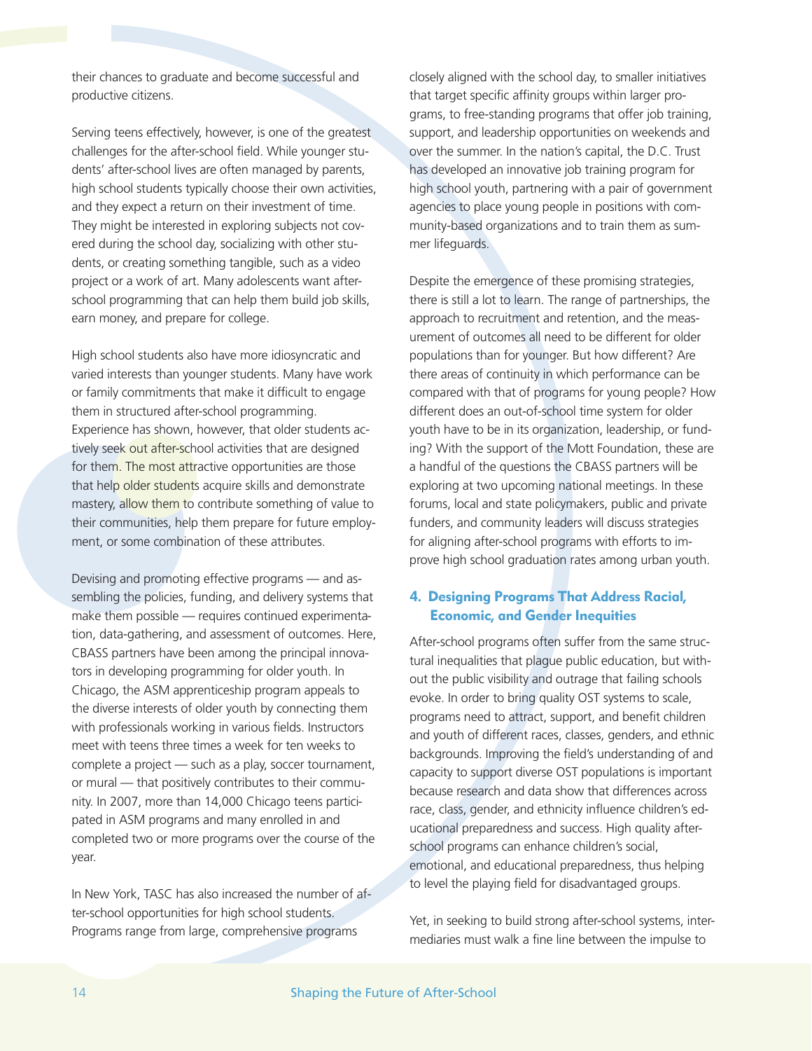their chances to graduate and become successful and productive citizens.

Serving teens effectively, however, is one of the greatest challenges for the after-school field. While younger students' after-school lives are often managed by parents, high school students typically choose their own activities, and they expect a return on their investment of time. They might be interested in exploring subjects not covered during the school day, socializing with other students, or creating something tangible, such as a video project or a work of art. Many adolescents want after-school programming that can help them build job skills, earn money, and prepare for college.

High school students also have more idiosyncratic and varied interests than younger students. Many have work or family commitments that make it difficult to engage them in structured after-school programming. Experience has shown, however, that older students actively seek out after-school activities that are designed for them. The most attractive opportunities are those that help older students acquire skills and demonstrate mastery, allow them to contribute something of value to their communities, help them prepare for future employment, or some combination of these attributes.

Devising and promoting effective programs — and assembling the policies, funding, and delivery systems that make them possible — requires continued experimentation, data-gathering, and assessment of outcomes. Here, CBASS partners have been among the principal innovators in developing programming for older youth. In Chicago, the ASM apprenticeship program appeals to the diverse interests of older youth by connecting them with professionals working in various fields. Instructors meet with teens three times a week for ten weeks to complete a project — such as a play, soccer tournament, or mural — that positively contributes to their community. In 2007, more than 14,000 Chicago teens participated in ASM programs and many enrolled in and completed two or more programs over the course of the year.

In New York, TASC has also increased the number of after-school opportunities for high school students. Programs range from large, comprehensive programs closely aligned with the school day, to smaller initiatives that target specific affinity groups within larger programs, to free-standing programs that offer job training, support, and leadership opportunities on weekends and over the summer. In the nation's capital, the D.C. Trust has developed an innovative job training program for high school youth, partnering with a pair of government agencies to place young people in positions with community-based organizations and to train them as summer lifeguards.

Despite the emergence of these promising strategies, there is still a lot to learn. The range of partnerships, the approach to recruitment and retention, and the measurement of outcomes all need to be different for older populations than for younger. But how different? Are there areas of continuity in which performance can be compared with that of programs for young people? How different does an out-of-school time system for older youth have to be in its organization, leadership, or funding? With the support of the Mott Foundation, these are a handful of the questions the CBASS partners will be exploring at two upcoming national meetings. In these forums, local and state policymakers, public and private funders, and community leaders will discuss strategies for aligning after-school programs with efforts to improve high school graduation rates among urban youth.

### 4. Designing Programs That Address Racial, Economic, and Gender Inequities

After-school programs often suffer from the same structural inequalities that plague public education, but without the public visibility and outrage that failing schools evoke. In order to bring quality OST systems to scale, programs need to attract, support, and benefit children and youth of different races, classes, genders, and ethnic backgrounds. Improving the field's understanding of and capacity to support diverse OST populations is important because research and data show that differences across race, class, gender, and ethnicity influence children's educational preparedness and success. High quality after-school programs can enhance children's social, emotional, and educational preparedness, thus helping to level the playing field for disadvantaged groups.

Yet, in seeking to build strong after-school systems, intermediaries must walk a fine line between the impulse to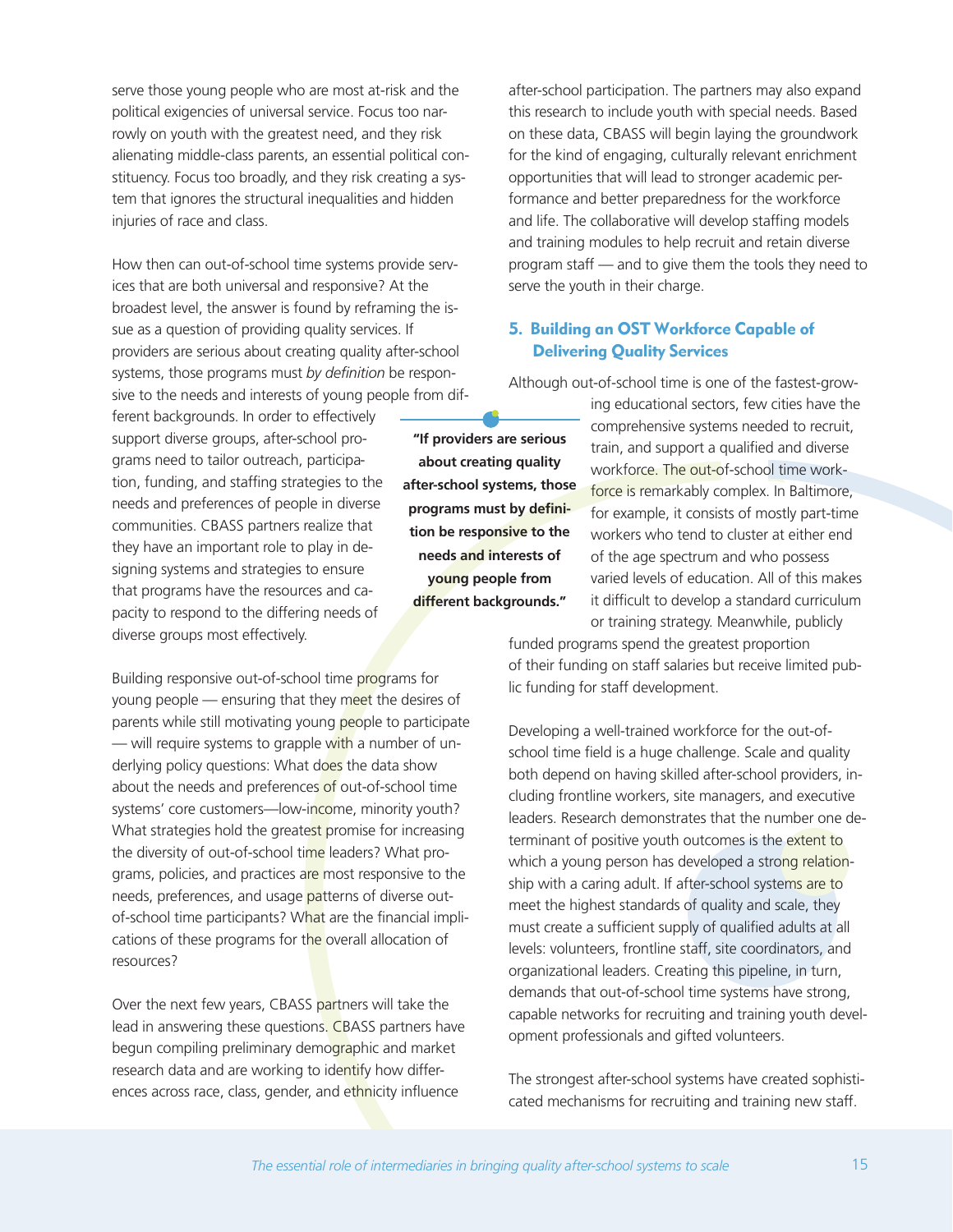serve those young people who are most at-risk and the political exigencies of universal service. Focus too narrowly on youth with the greatest need, and they risk alienating middle-class parents, an essential political constituency. Focus too broadly, and they risk creating a system that ignores the structural inequalities and hidden injuries of race and class.

How then can out-of-school time systems provide services that are both universal and responsive? At the broadest level, the answer is found by reframing the issue as a question of providing quality services. If providers are serious about creating quality after-school systems, those programs must *by definition* be responsive to the needs and interests of young people from different backgrounds. In order to effectively support diverse groups, after-school programs need to tailor outreach, participation, funding, and staffing strategies to the needs and preferences of people in diverse communities. CBASS partners realize that they have an important role to play in designing systems and strategies to ensure that programs have the resources and capacity to respond to the differing needs of diverse groups most effectively.

**"If providers are serious about creating quality after-school systems, those programs must by definition be responsive to the needs and interests of young people from different backgrounds."**

Building responsive out-of-school time programs for young people — ensuring that they meet the desires of parents while still motivating young people to participate — will require systems to grapple with a number of underlying policy questions: What does the data show about the needs and preferences of out-of-school time systems' core customers—low-income, minority youth? What strategies hold the greatest promise for increasing the diversity of out-of-school time leaders? What programs, policies, and practices are most responsive to the needs, preferences, and usage patterns of diverse out-of-school time participants? What are the financial implications of these programs for the overall allocation of resources?

Over the next few years, CBASS partners will take the lead in answering these questions. CBASS partners have begun compiling preliminary demographic and market research data and are working to identify how differences across race, class, gender, and ethnicity influence after-school participation. The partners may also expand this research to include youth with special needs. Based on these data, CBASS will begin laying the groundwork for the kind of engaging, culturally relevant enrichment opportunities that will lead to stronger academic performance and better preparedness for the workforce and life. The collaborative will develop staffing models and training modules to help recruit and retain diverse program staff — and to give them the tools they need to serve the youth in their charge.

### 5. Building an OST Workforce Capable of Delivering Quality Services

Although out-of-school time is one of the fastest-growing educational sectors, few cities have the comprehensive systems needed to recruit, train, and support a qualified and diverse workforce. The out-of-school time workforce is remarkably complex. In Baltimore, for example, it consists of mostly part-time workers who tend to cluster at either end of the age spectrum and who possess varied levels of education. All of this makes it difficult to develop a standard curriculum or training strategy. Meanwhile, publicly funded programs spend the greatest proportion of their funding on staff salaries but receive limited public funding for staff development.

Developing a well-trained workforce for the out-of-school time field is a huge challenge. Scale and quality both depend on having skilled after-school providers, including frontline workers, site managers, and executive leaders. Research demonstrates that the number one determinant of positive youth outcomes is the extent to which a young person has developed a strong relationship with a caring adult. If after-school systems are to meet the highest standards of quality and scale, they must create a sufficient supply of qualified adults at all levels: volunteers, frontline staff, site coordinators, and organizational leaders. Creating this pipeline, in turn, demands that out-of-school time systems have strong, capable networks for recruiting and training youth development professionals and gifted volunteers.

The strongest after-school systems have created sophisticated mechanisms for recruiting and training new staff.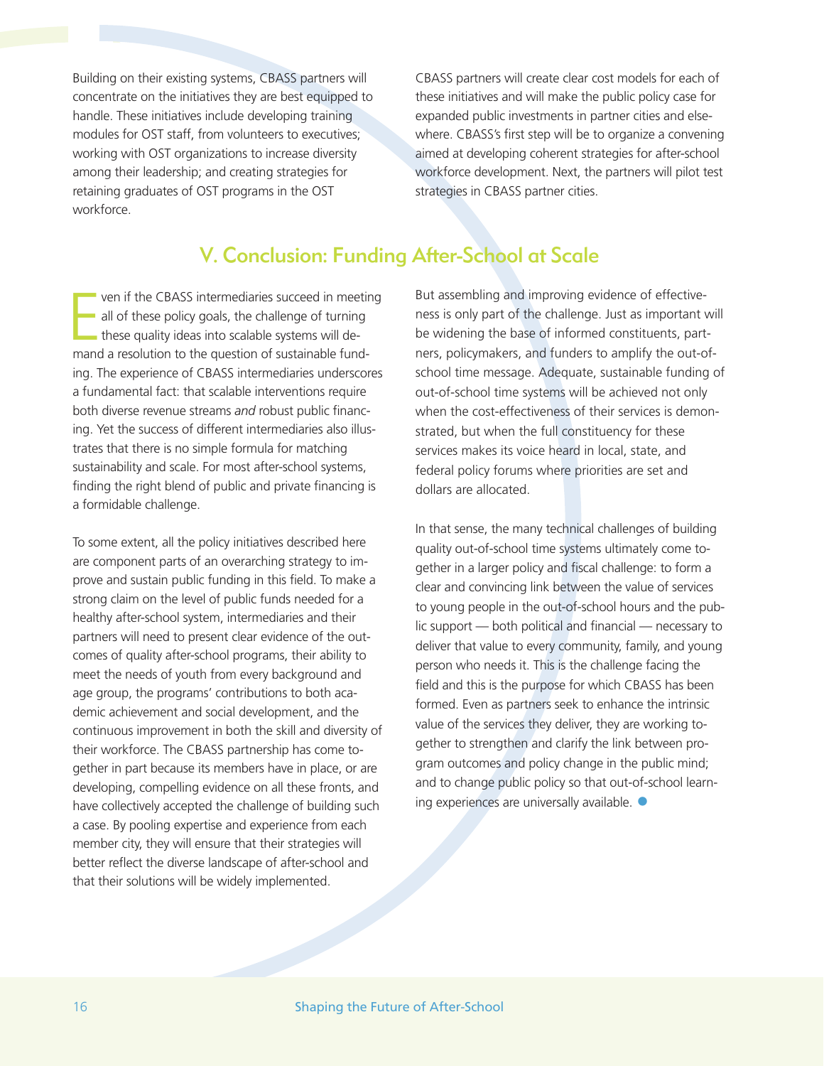Building on their existing systems, CBASS partners will concentrate on the initiatives they are best equipped to handle. These initiatives include developing training modules for OST staff, from volunteers to executives; working with OST organizations to increase diversity among their leadership; and creating strategies for retaining graduates of OST programs in the OST workforce.

CBASS partners will create clear cost models for each of these initiatives and will make the public policy case for expanded public investments in partner cities and elsewhere. CBASS's first step will be to organize a convening aimed at developing coherent strategies for after-school workforce development. Next, the partners will pilot test strategies in CBASS partner cities.

## V. Conclusion: Funding After-School at Scale

Even if the CBASS intermediaries succeed in meeting all of these policy goals, the challenge of turning these quality ideas into scalable systems will demand a resolution to the question of sustainable funding. The experience of CBASS intermediaries underscores a fundamental fact: that scalable interventions require both diverse revenue streams *and* robust public financing. Yet the success of different intermediaries also illustrates that there is no simple formula for matching sustainability and scale. For most after-school systems, finding the right blend of public and private financing is a formidable challenge.

To some extent, all the policy initiatives described here are component parts of an overarching strategy to improve and sustain public funding in this field. To make a strong claim on the level of public funds needed for a healthy after-school system, intermediaries and their partners will need to present clear evidence of the outcomes of quality after-school programs, their ability to meet the needs of youth from every background and age group, the programs' contributions to both academic achievement and social development, and the continuous improvement in both the skill and diversity of their workforce. The CBASS partnership has come together in part because its members have in place, or are developing, compelling evidence on all these fronts, and have collectively accepted the challenge of building such a case. By pooling expertise and experience from each member city, they will ensure that their strategies will better reflect the diverse landscape of after-school and that their solutions will be widely implemented.

But assembling and improving evidence of effectiveness is only part of the challenge. Just as important will be widening the base of informed constituents, partners, policymakers, and funders to amplify the out-of-school time message. Adequate, sustainable funding of out-of-school time systems will be achieved not only when the cost-effectiveness of their services is demonstrated, but when the full constituency for these services makes its voice heard in local, state, and federal policy forums where priorities are set and dollars are allocated.

In that sense, the many technical challenges of building quality out-of-school time systems ultimately come together in a larger policy and fiscal challenge: to form a clear and convincing link between the value of services to young people in the out-of-school hours and the public support — both political and financial — necessary to deliver that value to every community, family, and young person who needs it. This is the challenge facing the field and this is the purpose for which CBASS has been formed. Even as partners seek to enhance the intrinsic value of the services they deliver, they are working together to strengthen and clarify the link between program outcomes and policy change in the public mind; and to change public policy so that out-of-school learning experiences are universally available.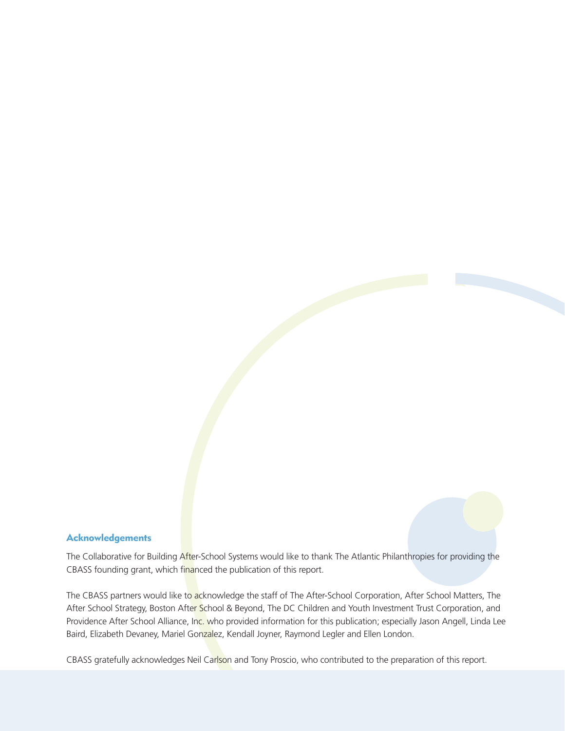## Acknowledgements

The Collaborative for Building After-School Systems would like to thank The Atlantic Philanthropies for providing the CBASS founding grant, which financed the publication of this report.

The CBASS partners would like to acknowledge the staff of The After-School Corporation, After School Matters, The After School Strategy, Boston After School & Beyond, The DC Children and Youth Investment Trust Corporation, and Providence After School Alliance, Inc. who provided information for this publication; especially Jason Angell, Linda Lee Baird, Elizabeth Devaney, Mariel Gonzalez, Kendall Joyner, Raymond Legler and Ellen London.

CBASS gratefully acknowledges Neil Carlson and Tony Proscio, who contributed to the preparation of this report.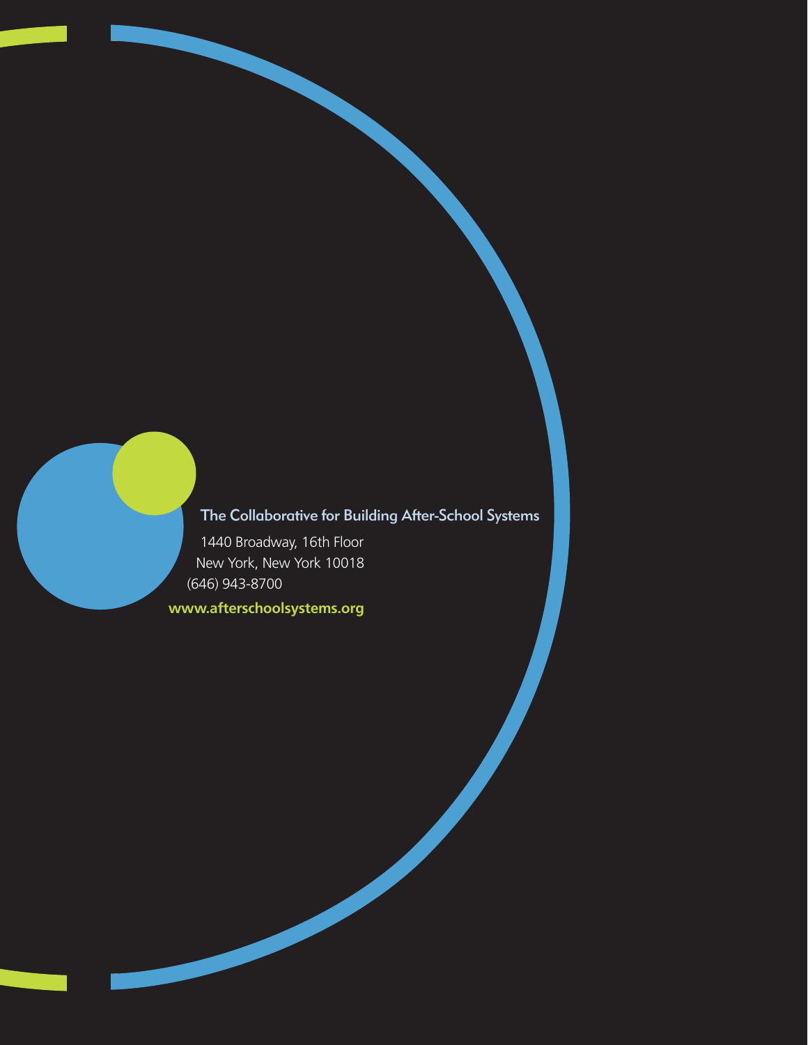**The Collaborative for Building After-School Systems**

1440 Broadway, 16th Floor
New York, New York 10018
(646) 943-8700

**www.afterschoolsystems.org**